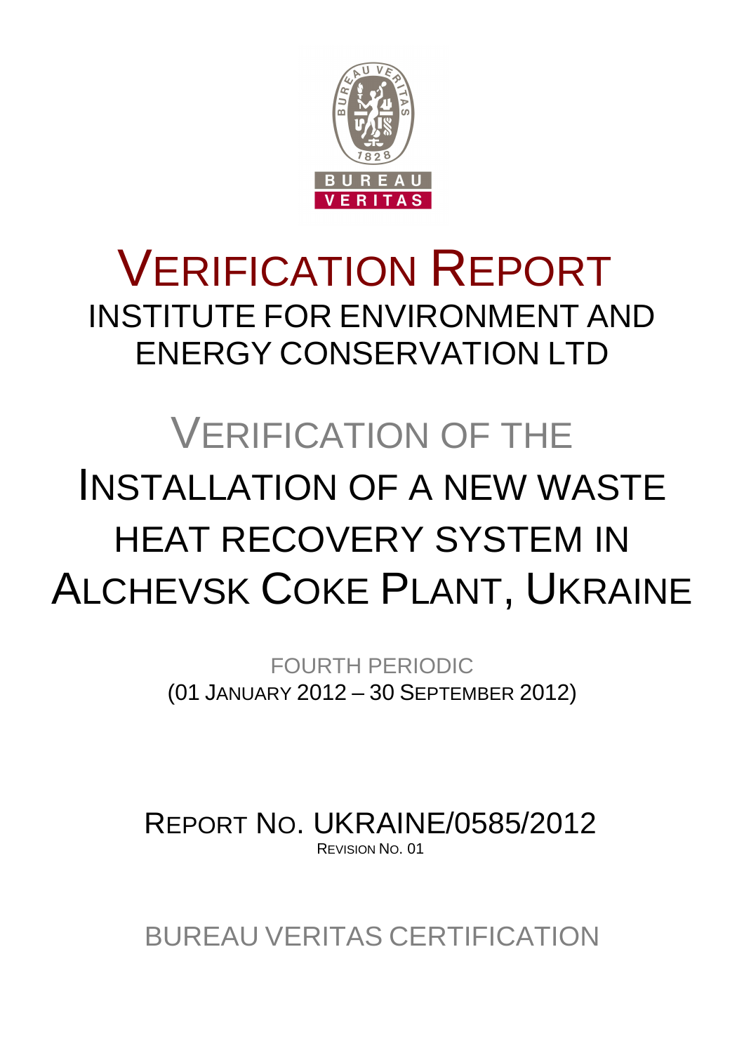# VERIFICATION REPORT

## INSTITUTE FOR ENVIRONMENT AND ENERGY CONSERVATION LTD

# VERIFICATION OF THE INSTALLATION OF A NEW WASTE HEAT RECOVERY SYSTEM IN ALCHEVSK COKE PLANT, UKRAINE

FOURTH PERIODIC

(01 JANUARY 2012 – 30 SEPTEMBER 2012)

REPORT NO. UKRAINE/0585/2012

REVISION NO. 01

BUREAU VERITAS CERTIFICATION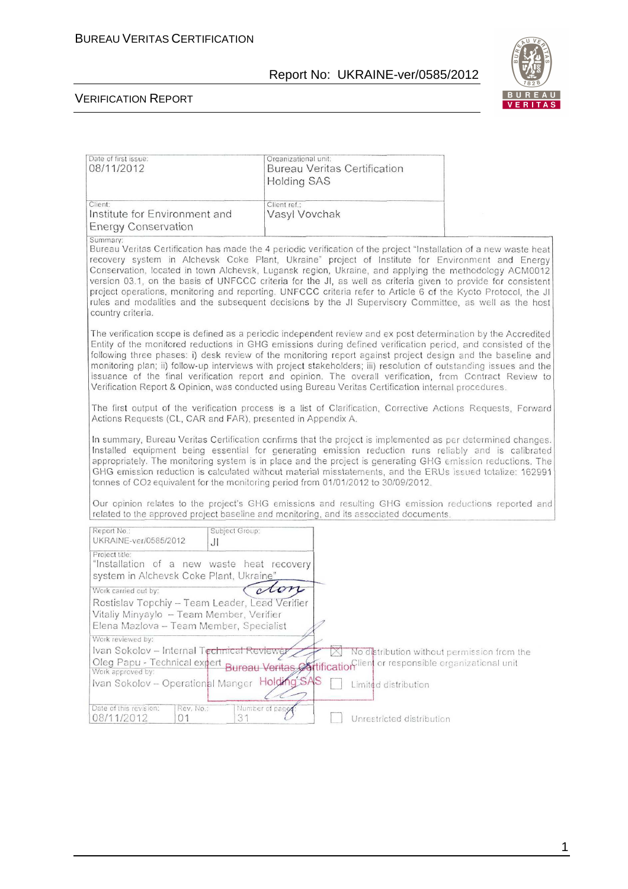| Date of first issue: 08/11/2012 | Organizational unit: Bureau Veritas Certification Holding SAS |
|---|---|
| Client: Institute for Environment and Energy Conservation | Client ref.: Vasyl Vovchak |

Summary:

Bureau Veritas Certification has made the 4 periodic verification of the project "Installation of a new waste heat recovery system in Alchevsk Coke Plant, Ukraine" project of Institute for Environment and Energy Conservation, located in town Alchevsk, Lugansk region, Ukraine, and applying the methodology ACM0012 version 03.1, on the basis of UNFCCC criteria for the JI, as well as criteria given to provide for consistent project operations, monitoring and reporting. UNFCCC criteria refer to Article 6 of the Kyoto Protocol, the JI rules and modalities and the subsequent decisions by the JI Supervisory Committee, as well as the host country criteria.

The verification scope is defined as a periodic independent review and ex post determination by the Accredited Entity of the monitored reductions in GHG emissions during defined verification period, and consisted of the following three phases: i) desk review of the monitoring report against project design and the baseline and monitoring plan; ii) follow-up interviews with project stakeholders; iii) resolution of outstanding issues and the issuance of the final verification report and opinion. The overall verification, from Contract Review to Verification Report & Opinion, was conducted using Bureau Veritas Certification internal procedures.

The first output of the verification process is a list of Clarification, Corrective Actions Requests, Forward Actions Requests (CL, CAR and FAR), presented in Appendix A.

In summary, Bureau Veritas Certification confirms that the project is implemented as per determined changes. Installed equipment being essential for generating emission reduction runs reliably and is calibrated appropriately. The monitoring system is in place and the project is generating GHG emission reductions. The GHG emission reduction is calculated without material misstatements, and the ERUs issued totalize: 162991 tonnes of $CO_2$ equivalent for the monitoring period from 01/01/2012 to 30/09/2012.

Our opinion relates to the project's GHG emissions and resulting GHG emission reductions reported and related to the approved project baseline and monitoring plan, and its associated documents.

| Report No.: UKRAINE-ver/0585/2012 | Subject Group: JI |
|---|---|

Project title:
"Installation of a new waste heat recovery system in Alchevsk Coke Plant, Ukraine"

Work carried out by:
Rostislav Topchiy – Team Leader, Lead Verifier
Vitaliy Minyaylo – Team Member, Verifier
Elena Mazlova – Team Member, Specialist

Work reviewed by:
Ivan Sokolov – Internal Technical Reviewer
Oleg Papu - Technical expert

Work approved by:
Ivan Sokolov – Operational Manger

- [x] No distribution without permission from the Client or responsible organizational unit
- [ ] Limited distribution
- [ ] Unrestricted distribution

| Date of this revision: 08/11/2012 | Rev. No.: 01 | Number of pages: 31 |
|---|---|---|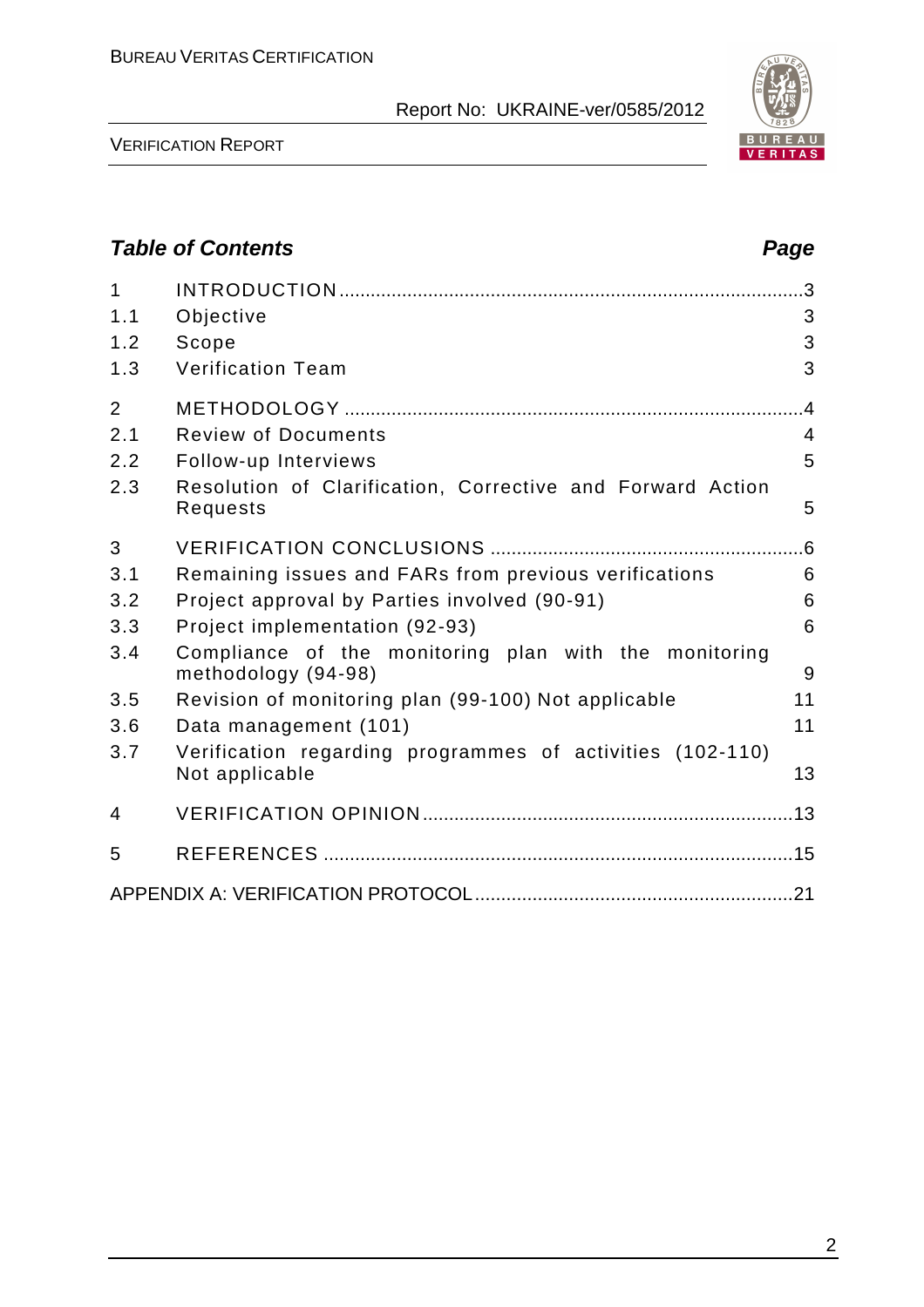## Table of Contents

| | | Page |
|---|---|---|
| 1 | INTRODUCTION | 3 |
| 1.1 | Objective | 3 |
| 1.2 | Scope | 3 |
| 1.3 | Verification Team | 3 |
| 2 | METHODOLOGY | 4 |
| 2.1 | Review of Documents | 4 |
| 2.2 | Follow-up Interviews | 5 |
| 2.3 | Resolution of Clarification, Corrective and Forward Action Requests | 5 |
| 3 | VERIFICATION CONCLUSIONS | 6 |
| 3.1 | Remaining issues and FARs from previous verifications | 6 |
| 3.2 | Project approval by Parties involved (90-91) | 6 |
| 3.3 | Project implementation (92-93) | 6 |
| 3.4 | Compliance of the monitoring plan with the monitoring methodology (94-98) | 9 |
| 3.5 | Revision of monitoring plan (99-100) Not applicable | 11 |
| 3.6 | Data management (101) | 11 |
| 3.7 | Verification regarding programmes of activities (102-110) Not applicable | 13 |
| 4 | VERIFICATION OPINION | 13 |
| 5 | REFERENCES | 15 |
| | APPENDIX A: VERIFICATION PROTOCOL | 21 |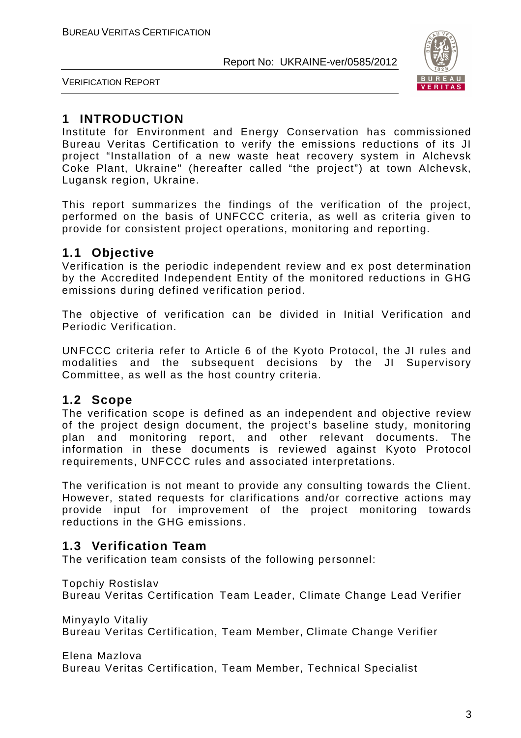# 1 INTRODUCTION

Institute for Environment and Energy Conservation has commissioned Bureau Veritas Certification to verify the emissions reductions of its JI project "Installation of a new waste heat recovery system in Alchevsk Coke Plant, Ukraine" (hereafter called "the project") at town Alchevsk, Lugansk region, Ukraine.

This report summarizes the findings of the verification of the project, performed on the basis of UNFCCC criteria, as well as criteria given to provide for consistent project operations, monitoring and reporting.

## 1.1 Objective

Verification is the periodic independent review and ex post determination by the Accredited Independent Entity of the monitored reductions in GHG emissions during defined verification period.

The objective of verification can be divided in Initial Verification and Periodic Verification.

UNFCCC criteria refer to Article 6 of the Kyoto Protocol, the JI rules and modalities and the subsequent decisions by the JI Supervisory Committee, as well as the host country criteria.

## 1.2 Scope

The verification scope is defined as an independent and objective review of the project design document, the project's baseline study, monitoring plan and monitoring report, and other relevant documents. The information in these documents is reviewed against Kyoto Protocol requirements, UNFCCC rules and associated interpretations.

The verification is not meant to provide any consulting towards the Client. However, stated requests for clarifications and/or corrective actions may provide input for improvement of the project monitoring towards reductions in the GHG emissions.

## 1.3 Verification Team

The verification team consists of the following personnel:

Topchiy Rostislav
Bureau Veritas Certification Team Leader, Climate Change Lead Verifier

Minyaylo Vitaliy
Bureau Veritas Certification, Team Member, Climate Change Verifier

Elena Mazlova
Bureau Veritas Certification, Team Member, Technical Specialist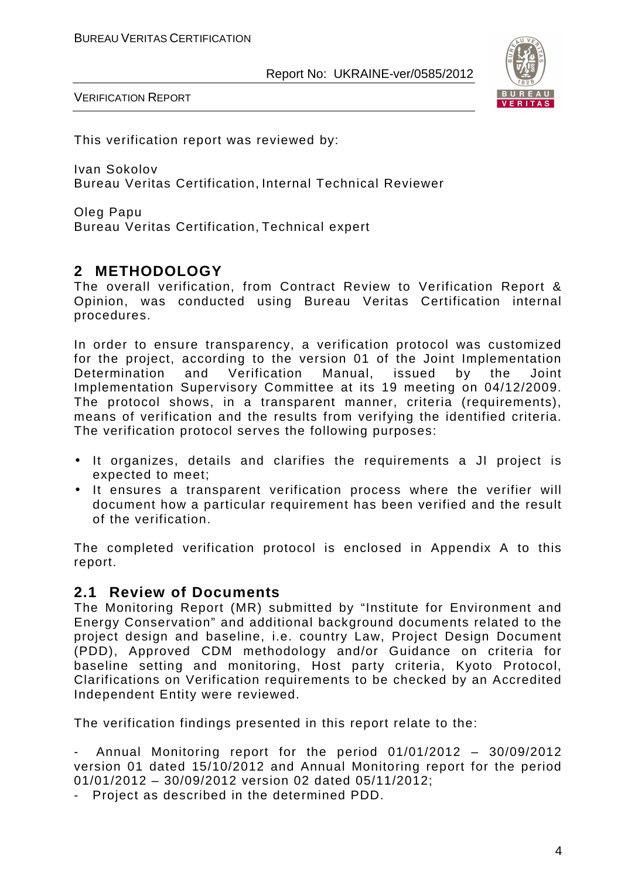This verification report was reviewed by:

Ivan Sokolov
Bureau Veritas Certification, Internal Technical Reviewer

Oleg Papu
Bureau Veritas Certification, Technical expert

## 2 METHODOLOGY

The overall verification, from Contract Review to Verification Report & Opinion, was conducted using Bureau Veritas Certification internal procedures.

In order to ensure transparency, a verification protocol was customized for the project, according to the version 01 of the Joint Implementation Determination and Verification Manual, issued by the Joint Implementation Supervisory Committee at its 19 meeting on 04/12/2009. The protocol shows, in a transparent manner, criteria (requirements), means of verification and the results from verifying the identified criteria. The verification protocol serves the following purposes:

- It organizes, details and clarifies the requirements a JI project is expected to meet;
- It ensures a transparent verification process where the verifier will document how a particular requirement has been verified and the result of the verification.

The completed verification protocol is enclosed in Appendix A to this report.

### 2.1 Review of Documents

The Monitoring Report (MR) submitted by "Institute for Environment and Energy Conservation" and additional background documents related to the project design and baseline, i.e. country Law, Project Design Document (PDD), Approved CDM methodology and/or Guidance on criteria for baseline setting and monitoring, Host party criteria, Kyoto Protocol, Clarifications on Verification requirements to be checked by an Accredited Independent Entity were reviewed.

The verification findings presented in this report relate to the:

- Annual Monitoring report for the period 01/01/2012 – 30/09/2012 version 01 dated 15/10/2012 and Annual Monitoring report for the period 01/01/2012 – 30/09/2012 version 02 dated 05/11/2012;
- Project as described in the determined PDD.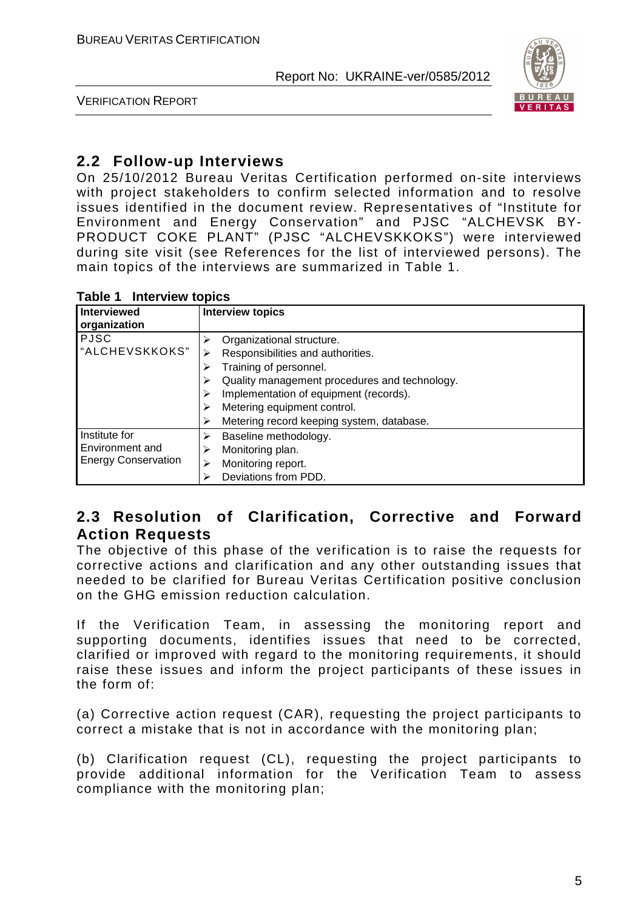## 2.2 Follow-up Interviews

On 25/10/2012 Bureau Veritas Certification performed on-site interviews with project stakeholders to confirm selected information and to resolve issues identified in the document review. Representatives of "Institute for Environment and Energy Conservation" and PJSC "ALCHEVSK BY-PRODUCT COKE PLANT" (PJSC "ALCHEVSKKOKS") were interviewed during site visit (see References for the list of interviewed persons). The main topics of the interviews are summarized in Table 1.

**Table 1 Interview topics**

| Interviewed organization | Interview topics |
|---|---|
| PJSC "ALCHEVSKKOKS" | ➢ Organizational structure.<br>➢ Responsibilities and authorities.<br>➢ Training of personnel.<br>➢ Quality management procedures and technology.<br>➢ Implementation of equipment (records).<br>➢ Metering equipment control.<br>➢ Metering record keeping system, database. |
| Institute for Environment and Energy Conservation | ➢ Baseline methodology.<br>➢ Monitoring plan.<br>➢ Monitoring report.<br>➢ Deviations from PDD. |

## 2.3 Resolution of Clarification, Corrective and Forward Action Requests

The objective of this phase of the verification is to raise the requests for corrective actions and clarification and any other outstanding issues that needed to be clarified for Bureau Veritas Certification positive conclusion on the GHG emission reduction calculation.

If the Verification Team, in assessing the monitoring report and supporting documents, identifies issues that need to be corrected, clarified or improved with regard to the monitoring requirements, it should raise these issues and inform the project participants of these issues in the form of:

(a) Corrective action request (CAR), requesting the project participants to correct a mistake that is not in accordance with the monitoring plan;

(b) Clarification request (CL), requesting the project participants to provide additional information for the Verification Team to assess compliance with the monitoring plan;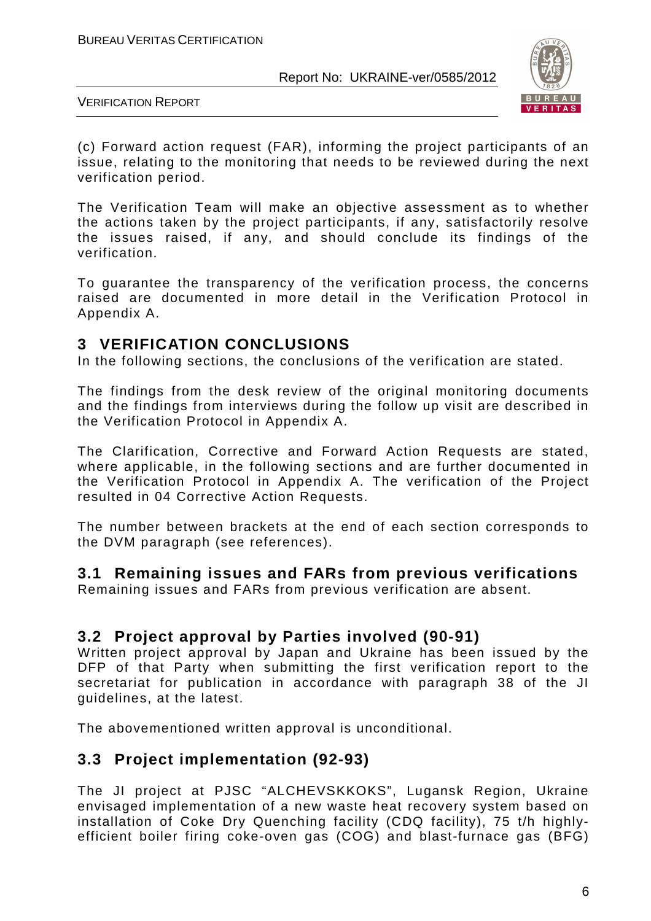(c) Forward action request (FAR), informing the project participants of an issue, relating to the monitoring that needs to be reviewed during the next verification period.

The Verification Team will make an objective assessment as to whether the actions taken by the project participants, if any, satisfactorily resolve the issues raised, if any, and should conclude its findings of the verification.

To guarantee the transparency of the verification process, the concerns raised are documented in more detail in the Verification Protocol in Appendix A.

# 3 VERIFICATION CONCLUSIONS

In the following sections, the conclusions of the verification are stated.

The findings from the desk review of the original monitoring documents and the findings from interviews during the follow up visit are described in the Verification Protocol in Appendix A.

The Clarification, Corrective and Forward Action Requests are stated, where applicable, in the following sections and are further documented in the Verification Protocol in Appendix A. The verification of the Project resulted in 04 Corrective Action Requests.

The number between brackets at the end of each section corresponds to the DVM paragraph (see references).

## 3.1 Remaining issues and FARs from previous verifications

Remaining issues and FARs from previous verification are absent.

## 3.2 Project approval by Parties involved (90-91)

Written project approval by Japan and Ukraine has been issued by the DFP of that Party when submitting the first verification report to the secretariat for publication in accordance with paragraph 38 of the JI guidelines, at the latest.

The abovementioned written approval is unconditional.

## 3.3 Project implementation (92-93)

The JI project at PJSC "ALCHEVSKKOKS", Lugansk Region, Ukraine envisaged implementation of a new waste heat recovery system based on installation of Coke Dry Quenching facility (CDQ facility), 75 t/h highly-efficient boiler firing coke-oven gas (COG) and blast-furnace gas (BFG)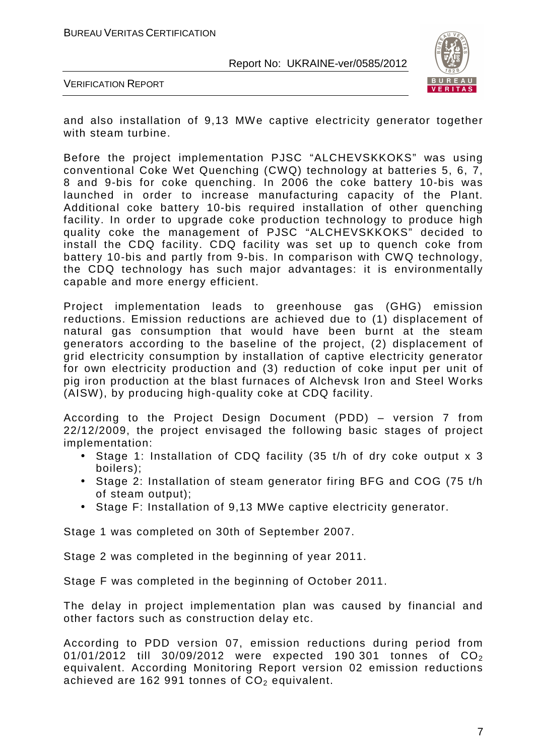and also installation of 9,13 MWe captive electricity generator together with steam turbine.

Before the project implementation PJSC "ALCHEVSKKOKS" was using conventional Coke Wet Quenching (CWQ) technology at batteries 5, 6, 7, 8 and 9-bis for coke quenching. In 2006 the coke battery 10-bis was launched in order to increase manufacturing capacity of the Plant. Additional coke battery 10-bis required installation of other quenching facility. In order to upgrade coke production technology to produce high quality coke the management of PJSC "ALCHEVSKKOKS" decided to install the CDQ facility. CDQ facility was set up to quench coke from battery 10-bis and partly from 9-bis. In comparison with CWQ technology, the CDQ technology has such major advantages: it is environmentally capable and more energy efficient.

Project implementation leads to greenhouse gas (GHG) emission reductions. Emission reductions are achieved due to (1) displacement of natural gas consumption that would have been burnt at the steam generators according to the baseline of the project, (2) displacement of grid electricity consumption by installation of captive electricity generator for own electricity production and (3) reduction of coke input per unit of pig iron production at the blast furnaces of Alchevsk Iron and Steel Works (AISW), by producing high-quality coke at CDQ facility.

According to the Project Design Document (PDD) – version 7 from 22/12/2009, the project envisaged the following basic stages of project implementation:

- Stage 1: Installation of CDQ facility (35 t/h of dry coke output x 3 boilers);
- Stage 2: Installation of steam generator firing BFG and COG (75 t/h of steam output);
- Stage F: Installation of 9,13 MWe captive electricity generator.

Stage 1 was completed on 30th of September 2007.

Stage 2 was completed in the beginning of year 2011.

Stage F was completed in the beginning of October 2011.

The delay in project implementation plan was caused by financial and other factors such as construction delay etc.

According to PDD version 07, emission reductions during period from 01/01/2012 till 30/09/2012 were expected 190 301 tonnes of $CO_2$ equivalent. According Monitoring Report version 02 emission reductions achieved are 162 991 tonnes of $CO_2$ equivalent.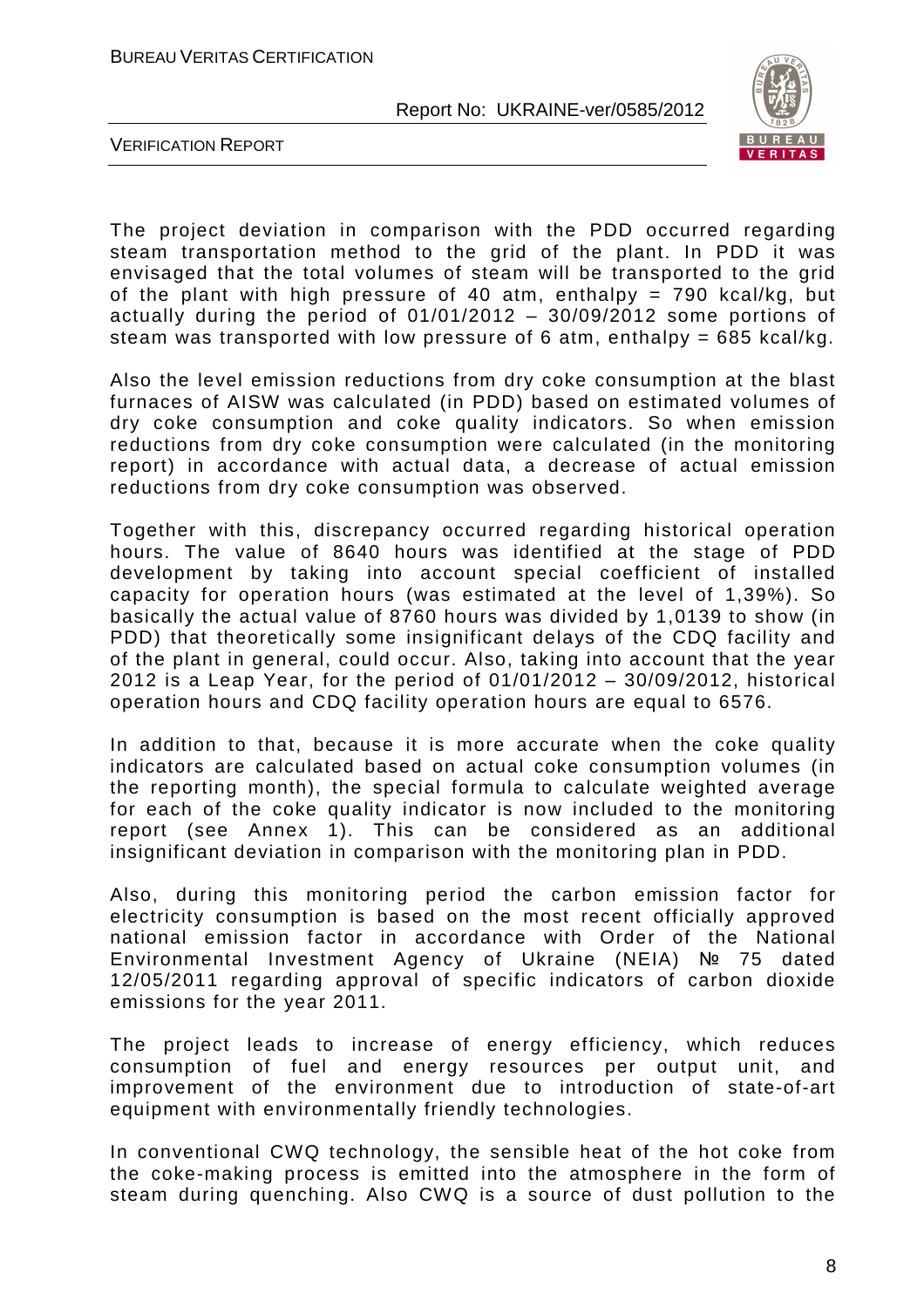The project deviation in comparison with the PDD occurred regarding steam transportation method to the grid of the plant. In PDD it was envisaged that the total volumes of steam will be transported to the grid of the plant with high pressure of 40 atm, enthalpy = 790 kcal/kg, but actually during the period of 01/01/2012 – 30/09/2012 some portions of steam was transported with low pressure of 6 atm, enthalpy = 685 kcal/kg.

Also the level emission reductions from dry coke consumption at the blast furnaces of AISW was calculated (in PDD) based on estimated volumes of dry coke consumption and coke quality indicators. So when emission reductions from dry coke consumption were calculated (in the monitoring report) in accordance with actual data, a decrease of actual emission reductions from dry coke consumption was observed.

Together with this, discrepancy occurred regarding historical operation hours. The value of 8640 hours was identified at the stage of PDD development by taking into account special coefficient of installed capacity for operation hours (was estimated at the level of 1,39%). So basically the actual value of 8760 hours was divided by 1,0139 to show (in PDD) that theoretically some insignificant delays of the CDQ facility and of the plant in general, could occur. Also, taking into account that the year 2012 is a Leap Year, for the period of 01/01/2012 – 30/09/2012, historical operation hours and CDQ facility operation hours are equal to 6576.

In addition to that, because it is more accurate when the coke quality indicators are calculated based on actual coke consumption volumes (in the reporting month), the special formula to calculate weighted average for each of the coke quality indicator is now included to the monitoring report (see Annex 1). This can be considered as an additional insignificant deviation in comparison with the monitoring plan in PDD.

Also, during this monitoring period the carbon emission factor for electricity consumption is based on the most recent officially approved national emission factor in accordance with Order of the National Environmental Investment Agency of Ukraine (NEIA) № 75 dated 12/05/2011 regarding approval of specific indicators of carbon dioxide emissions for the year 2011.

The project leads to increase of energy efficiency, which reduces consumption of fuel and energy resources per output unit, and improvement of the environment due to introduction of state-of-art equipment with environmentally friendly technologies.

In conventional CWQ technology, the sensible heat of the hot coke from the coke-making process is emitted into the atmosphere in the form of steam during quenching. Also CWQ is a source of dust pollution to the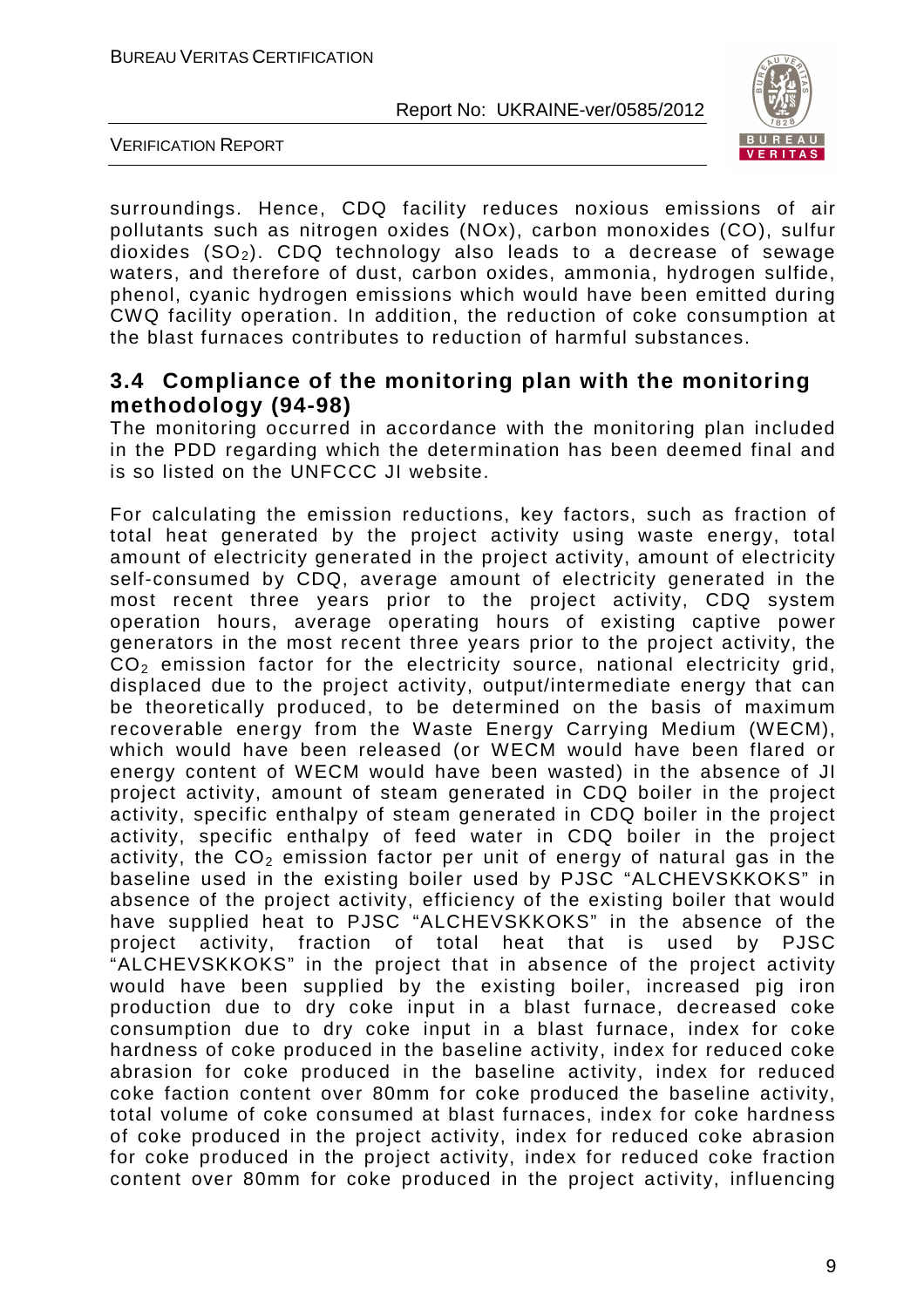surroundings. Hence, CDQ facility reduces noxious emissions of air pollutants such as nitrogen oxides (NOx), carbon monoxides (CO), sulfur dioxides ($SO_2$). CDQ technology also leads to a decrease of sewage waters, and therefore of dust, carbon oxides, ammonia, hydrogen sulfide, phenol, cyanic hydrogen emissions which would have been emitted during CWQ facility operation. In addition, the reduction of coke consumption at the blast furnaces contributes to reduction of harmful substances.

## 3.4 Compliance of the monitoring plan with the monitoring methodology (94-98)

The monitoring occurred in accordance with the monitoring plan included in the PDD regarding which the determination has been deemed final and is so listed on the UNFCCC JI website.

For calculating the emission reductions, key factors, such as fraction of total heat generated by the project activity using waste energy, total amount of electricity generated in the project activity, amount of electricity self-consumed by CDQ, average amount of electricity generated in the most recent three years prior to the project activity, CDQ system operation hours, average operating hours of existing captive power generators in the most recent three years prior to the project activity, the $CO_2$ emission factor for the electricity source, national electricity grid, displaced due to the project activity, output/intermediate energy that can be theoretically produced, to be determined on the basis of maximum recoverable energy from the Waste Energy Carrying Medium (WECM), which would have been released (or WECM would have been flared or energy content of WECM would have been wasted) in the absence of JI project activity, amount of steam generated in CDQ boiler in the project activity, specific enthalpy of steam generated in CDQ boiler in the project activity, specific enthalpy of feed water in CDQ boiler in the project activity, the $CO_2$ emission factor per unit of energy of natural gas in the baseline used in the existing boiler used by PJSC "ALCHEVSKKOKS" in absence of the project activity, efficiency of the existing boiler that would have supplied heat to PJSC "ALCHEVSKKOKS" in the absence of the project activity, fraction of total heat that is used by PJSC "ALCHEVSKKOKS" in the project that in absence of the project activity would have been supplied by the existing boiler, increased pig iron production due to dry coke input in a blast furnace, decreased coke consumption due to dry coke input in a blast furnace, index for coke hardness of coke produced in the baseline activity, index for reduced coke abrasion for coke produced in the baseline activity, index for reduced coke faction content over 80mm for coke produced the baseline activity, total volume of coke consumed at blast furnaces, index for coke hardness of coke produced in the project activity, index for reduced coke abrasion for coke produced in the project activity, index for reduced coke fraction content over 80mm for coke produced in the project activity, influencing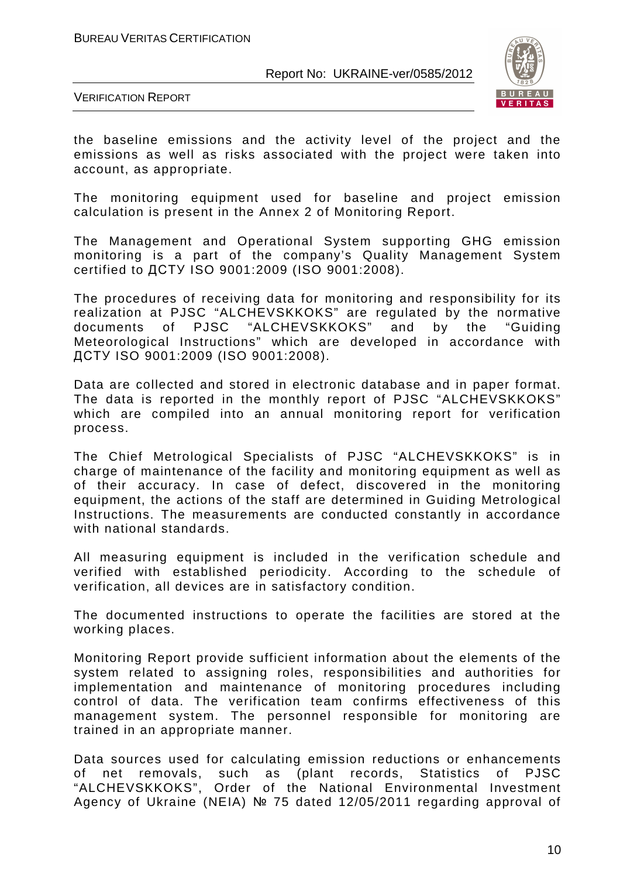the baseline emissions and the activity level of the project and the emissions as well as risks associated with the project were taken into account, as appropriate.

The monitoring equipment used for baseline and project emission calculation is present in the Annex 2 of Monitoring Report.

The Management and Operational System supporting GHG emission monitoring is a part of the company's Quality Management System certified to ДСТУ ISO 9001:2009 (ISO 9001:2008).

The procedures of receiving data for monitoring and responsibility for its realization at PJSC "ALCHEVSKKOKS" are regulated by the normative documents of PJSC "ALCHEVSKKOKS" and by the "Guiding Meteorological Instructions" which are developed in accordance with ДСТУ ISO 9001:2009 (ISO 9001:2008).

Data are collected and stored in electronic database and in paper format. The data is reported in the monthly report of PJSC "ALCHEVSKKOKS" which are compiled into an annual monitoring report for verification process.

The Chief Metrological Specialists of PJSC "ALCHEVSKKOKS" is in charge of maintenance of the facility and monitoring equipment as well as of their accuracy. In case of defect, discovered in the monitoring equipment, the actions of the staff are determined in Guiding Metrological Instructions. The measurements are conducted constantly in accordance with national standards.

All measuring equipment is included in the verification schedule and verified with established periodicity. According to the schedule of verification, all devices are in satisfactory condition.

The documented instructions to operate the facilities are stored at the working places.

Monitoring Report provide sufficient information about the elements of the system related to assigning roles, responsibilities and authorities for implementation and maintenance of monitoring procedures including control of data. The verification team confirms effectiveness of this management system. The personnel responsible for monitoring are trained in an appropriate manner.

Data sources used for calculating emission reductions or enhancements of net removals, such as (plant records, Statistics of PJSC "ALCHEVSKKOKS", Order of the National Environmental Investment Agency of Ukraine (NEIA) № 75 dated 12/05/2011 regarding approval of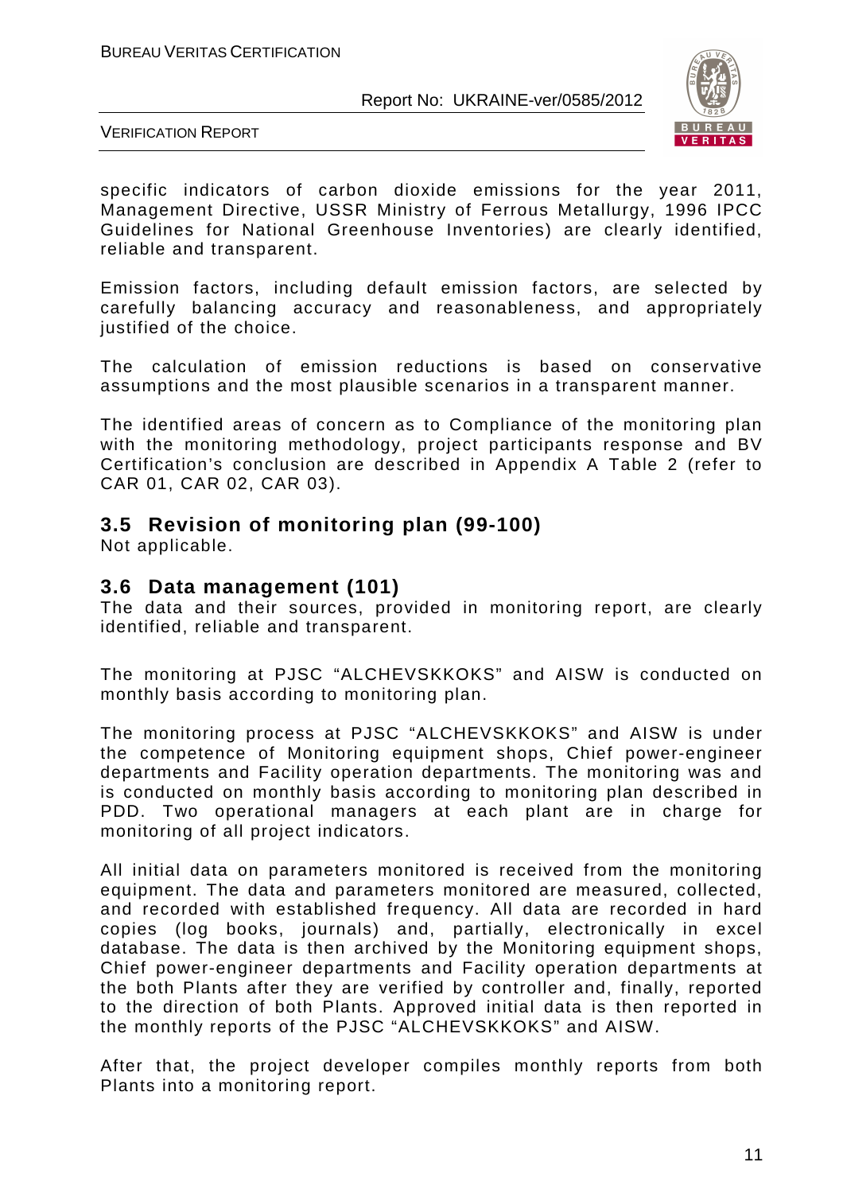specific indicators of carbon dioxide emissions for the year 2011, Management Directive, USSR Ministry of Ferrous Metallurgy, 1996 IPCC Guidelines for National Greenhouse Inventories) are clearly identified, reliable and transparent.

Emission factors, including default emission factors, are selected by carefully balancing accuracy and reasonableness, and appropriately justified of the choice.

The calculation of emission reductions is based on conservative assumptions and the most plausible scenarios in a transparent manner.

The identified areas of concern as to Compliance of the monitoring plan with the monitoring methodology, project participants response and BV Certification's conclusion are described in Appendix A Table 2 (refer to CAR 01, CAR 02, CAR 03).

## 3.5 Revision of monitoring plan (99-100)

Not applicable.

## 3.6 Data management (101)

The data and their sources, provided in monitoring report, are clearly identified, reliable and transparent.

The monitoring at PJSC "ALCHEVSKKOKS" and AISW is conducted on monthly basis according to monitoring plan.

The monitoring process at PJSC "ALCHEVSKKOKS" and AISW is under the competence of Monitoring equipment shops, Chief power-engineer departments and Facility operation departments. The monitoring was and is conducted on monthly basis according to monitoring plan described in PDD. Two operational managers at each plant are in charge for monitoring of all project indicators.

All initial data on parameters monitored is received from the monitoring equipment. The data and parameters monitored are measured, collected, and recorded with established frequency. All data are recorded in hard copies (log books, journals) and, partially, electronically in excel database. The data is then archived by the Monitoring equipment shops, Chief power-engineer departments and Facility operation departments at the both Plants after they are verified by controller and, finally, reported to the direction of both Plants. Approved initial data is then reported in the monthly reports of the PJSC "ALCHEVSKKOKS" and AISW.

After that, the project developer compiles monthly reports from both Plants into a monitoring report.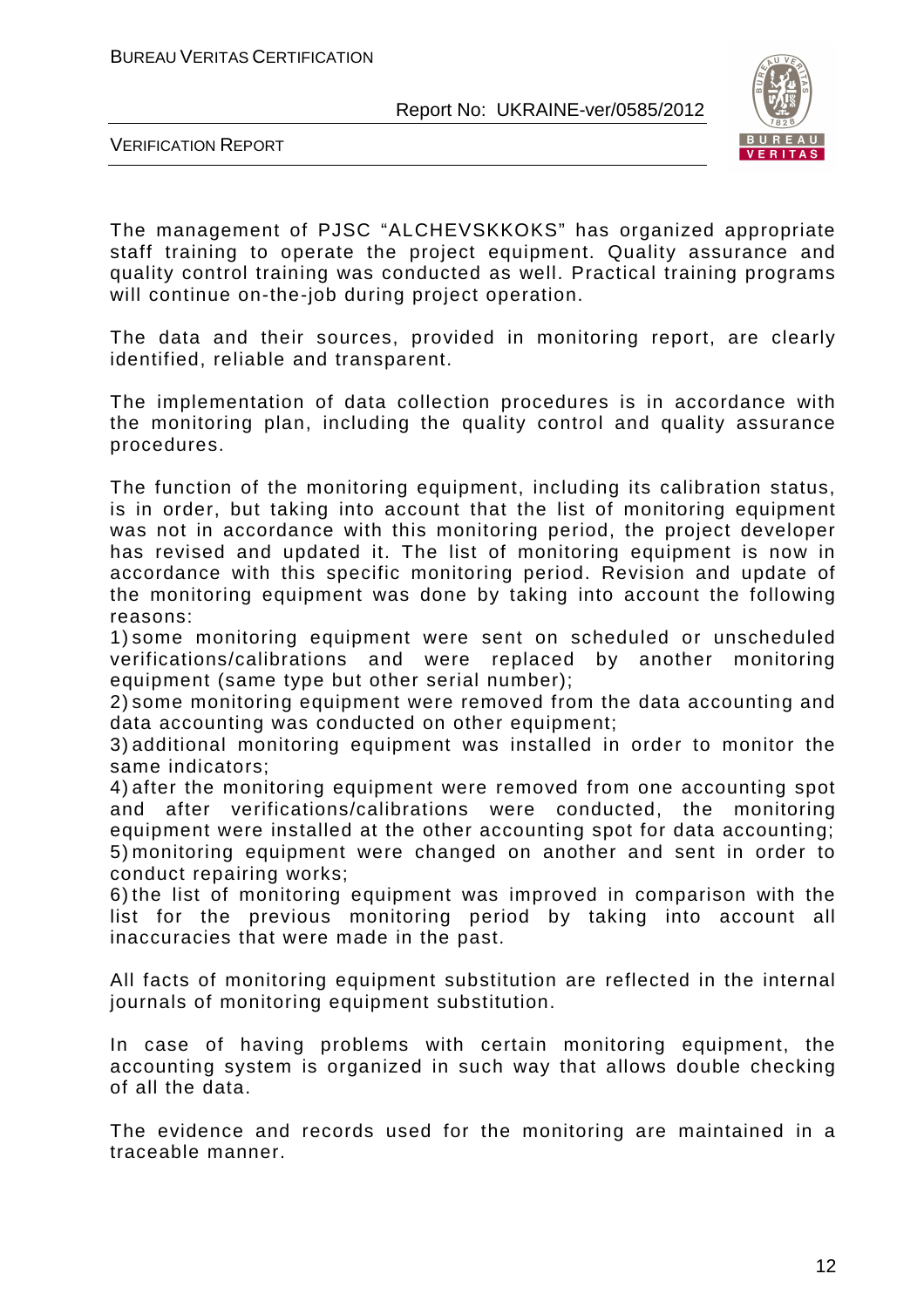The management of PJSC "ALCHEVSKKOKS" has organized appropriate staff training to operate the project equipment. Quality assurance and quality control training was conducted as well. Practical training programs will continue on-the-job during project operation.

The data and their sources, provided in monitoring report, are clearly identified, reliable and transparent.

The implementation of data collection procedures is in accordance with the monitoring plan, including the quality control and quality assurance procedures.

The function of the monitoring equipment, including its calibration status, is in order, but taking into account that the list of monitoring equipment was not in accordance with this monitoring period, the project developer has revised and updated it. The list of monitoring equipment is now in accordance with this specific monitoring period. Revision and update of the monitoring equipment was done by taking into account the following reasons:

1) some monitoring equipment were sent on scheduled or unscheduled verifications/calibrations and were replaced by another monitoring equipment (same type but other serial number);
2) some monitoring equipment were removed from the data accounting and data accounting was conducted on other equipment;
3) additional monitoring equipment was installed in order to monitor the same indicators;
4) after the monitoring equipment were removed from one accounting spot and after verifications/calibrations were conducted, the monitoring equipment were installed at the other accounting spot for data accounting;
5) monitoring equipment were changed on another and sent in order to conduct repairing works;
6) the list of monitoring equipment was improved in comparison with the list for the previous monitoring period by taking into account all inaccuracies that were made in the past.

All facts of monitoring equipment substitution are reflected in the internal journals of monitoring equipment substitution.

In case of having problems with certain monitoring equipment, the accounting system is organized in such way that allows double checking of all the data.

The evidence and records used for the monitoring are maintained in a traceable manner.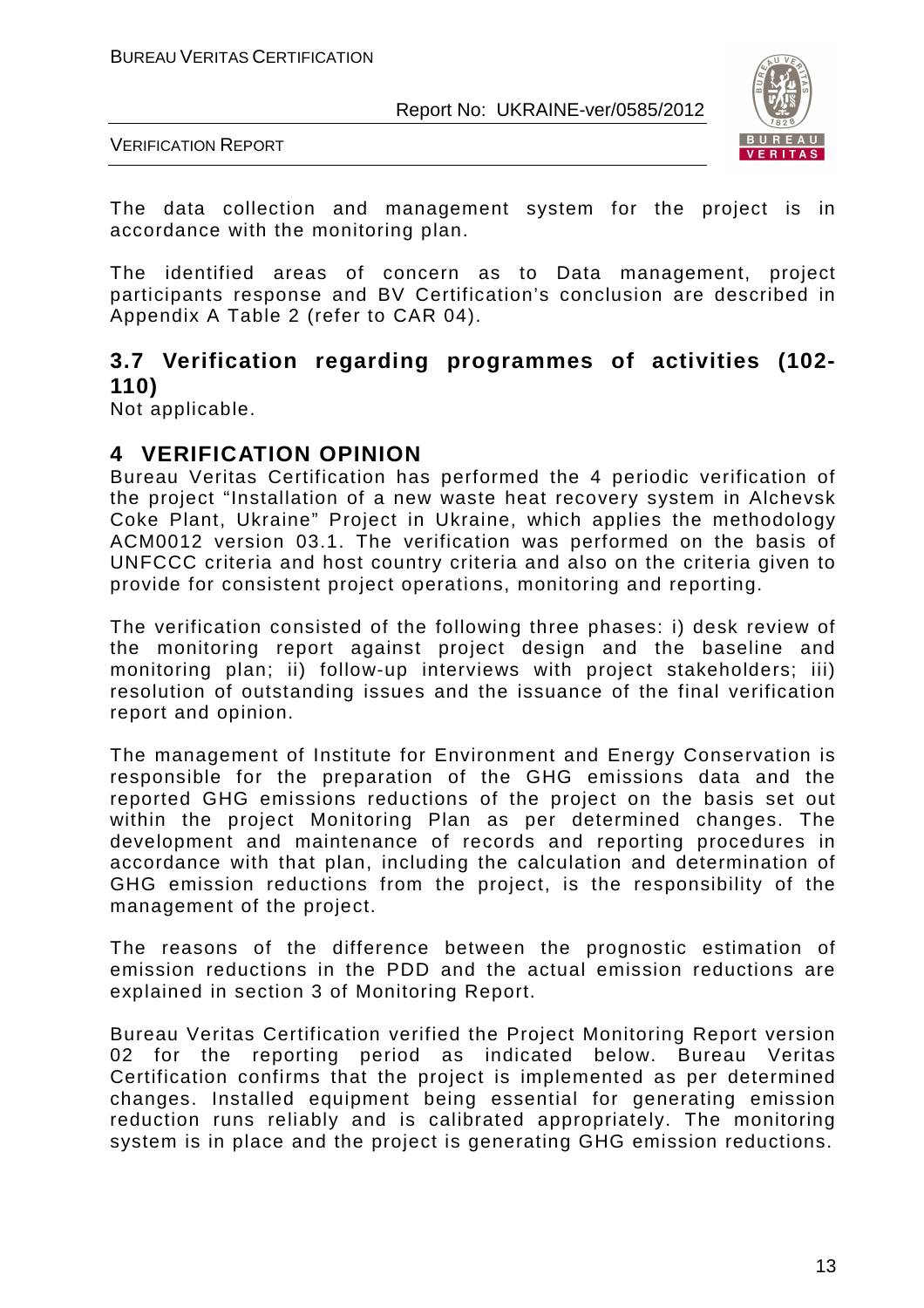The data collection and management system for the project is in accordance with the monitoring plan.

The identified areas of concern as to Data management, project participants response and BV Certification's conclusion are described in Appendix A Table 2 (refer to CAR 04).

## 3.7 Verification regarding programmes of activities (102-110)

Not applicable.

# 4 VERIFICATION OPINION

Bureau Veritas Certification has performed the 4 periodic verification of the project "Installation of a new waste heat recovery system in Alchevsk Coke Plant, Ukraine" Project in Ukraine, which applies the methodology ACM0012 version 03.1. The verification was performed on the basis of UNFCCC criteria and host country criteria and also on the criteria given to provide for consistent project operations, monitoring and reporting.

The verification consisted of the following three phases: i) desk review of the monitoring report against project design and the baseline and monitoring plan; ii) follow-up interviews with project stakeholders; iii) resolution of outstanding issues and the issuance of the final verification report and opinion.

The management of Institute for Environment and Energy Conservation is responsible for the preparation of the GHG emissions data and the reported GHG emissions reductions of the project on the basis set out within the project Monitoring Plan as per determined changes. The development and maintenance of records and reporting procedures in accordance with that plan, including the calculation and determination of GHG emission reductions from the project, is the responsibility of the management of the project.

The reasons of the difference between the prognostic estimation of emission reductions in the PDD and the actual emission reductions are explained in section 3 of Monitoring Report.

Bureau Veritas Certification verified the Project Monitoring Report version 02 for the reporting period as indicated below. Bureau Veritas Certification confirms that the project is implemented as per determined changes. Installed equipment being essential for generating emission reduction runs reliably and is calibrated appropriately. The monitoring system is in place and the project is generating GHG emission reductions.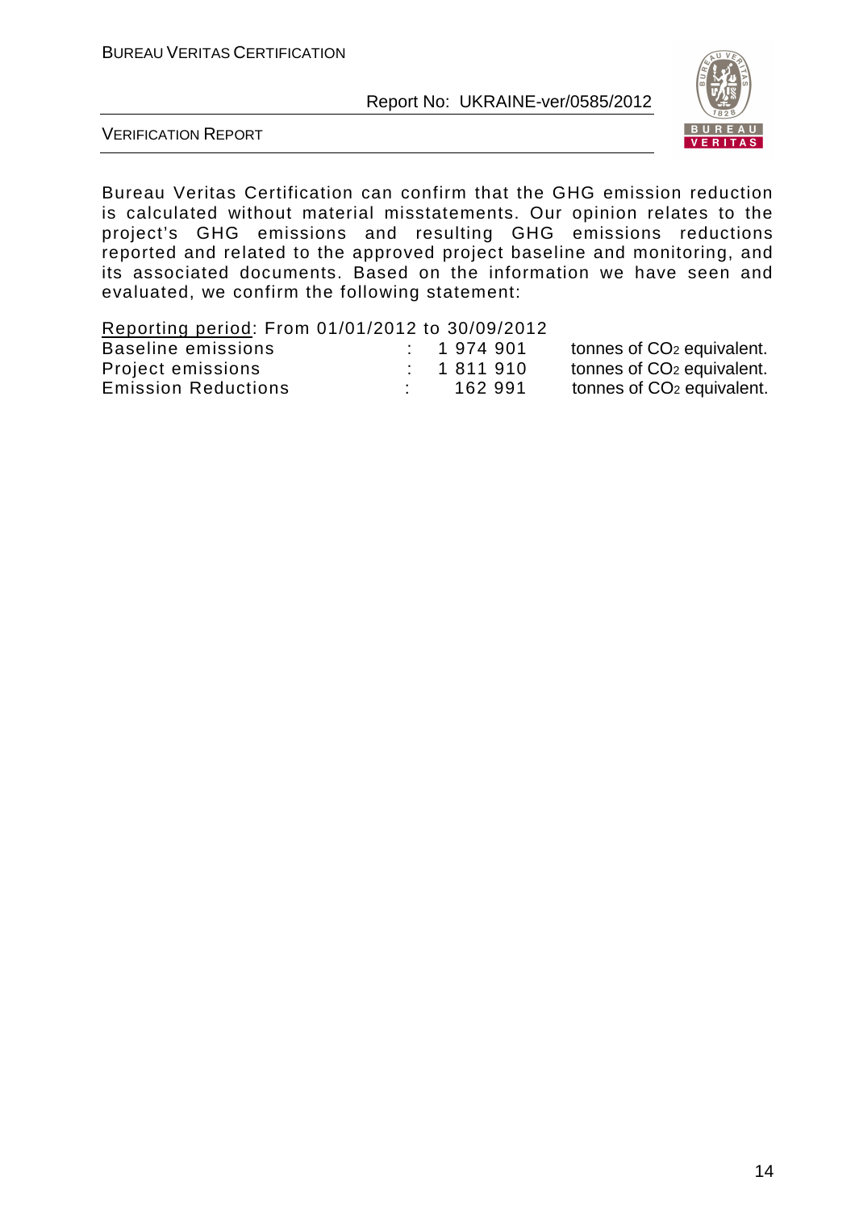Bureau Veritas Certification can confirm that the GHG emission reduction is calculated without material misstatements. Our opinion relates to the project's GHG emissions and resulting GHG emissions reductions reported and related to the approved project baseline and monitoring, and its associated documents. Based on the information we have seen and evaluated, we confirm the following statement:

Reporting period: From 01/01/2012 to 30/09/2012

| | | | |
|---|---|---|---|
| Baseline emissions | : | 1 974 901 | tonnes of $CO_2$ equivalent. |
| Project emissions | : | 1 811 910 | tonnes of $CO_2$ equivalent. |
| Emission Reductions | : | 162 991 | tonnes of $CO_2$ equivalent. |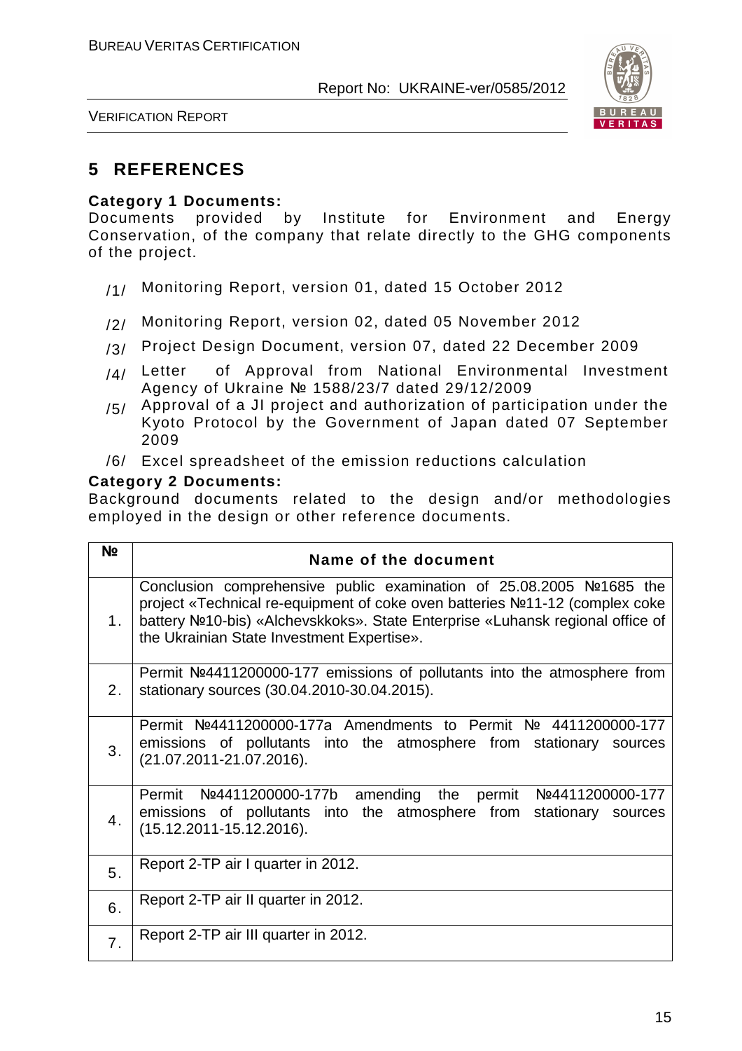## 5 REFERENCES

**Category 1 Documents:**
Documents provided by Institute for Environment and Energy Conservation, of the company that relate directly to the GHG components of the project.

/1/ Monitoring Report, version 01, dated 15 October 2012

/2/ Monitoring Report, version 02, dated 05 November 2012

/3/ Project Design Document, version 07, dated 22 December 2009

/4/ Letter of Approval from National Environmental Investment Agency of Ukraine № 1588/23/7 dated 29/12/2009

/5/ Approval of a JI project and authorization of participation under the Kyoto Protocol by the Government of Japan dated 07 September 2009

/6/ Excel spreadsheet of the emission reductions calculation

**Category 2 Documents:**
Background documents related to the design and/or methodologies employed in the design or other reference documents.

| № | Name of the document |
|---|---|
| 1. | Conclusion comprehensive public examination of 25.08.2005 №1685 the project «Technical re-equipment of coke oven batteries №11-12 (complex coke battery №10-bis) «Alchevskkoks». State Enterprise «Luhansk regional office of the Ukrainian State Investment Expertise». |
| 2. | Permit №4411200000-177 emissions of pollutants into the atmosphere from stationary sources (30.04.2010-30.04.2015). |
| 3. | Permit №4411200000-177a Amendments to Permit № 4411200000-177 emissions of pollutants into the atmosphere from stationary sources (21.07.2011-21.07.2016). |
| 4. | Permit №4411200000-177b amending the permit №4411200000-177 emissions of pollutants into the atmosphere from stationary sources (15.12.2011-15.12.2016). |
| 5. | Report 2-TP air I quarter in 2012. |
| 6. | Report 2-TP air II quarter in 2012. |
| 7. | Report 2-TP air III quarter in 2012. |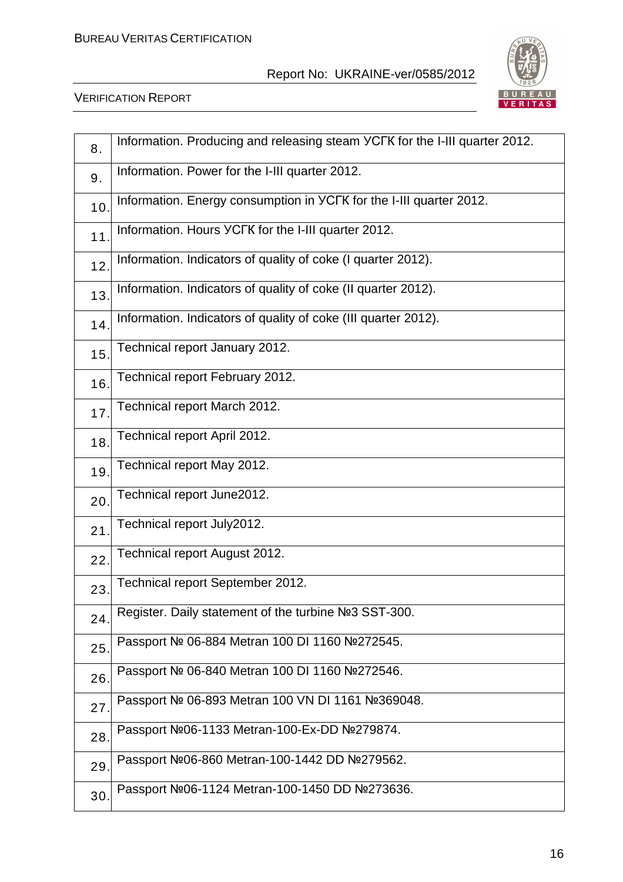| | |
|---|---|
| 8. | Information. Producing and releasing steam УСГК for the I-III quarter 2012. |
| 9. | Information. Power for the I-III quarter 2012. |
| 10. | Information. Energy consumption in УСГК for the I-III quarter 2012. |
| 11. | Information. Hours УСГК for the I-III quarter 2012. |
| 12. | Information. Indicators of quality of coke (I quarter 2012). |
| 13. | Information. Indicators of quality of coke (II quarter 2012). |
| 14. | Information. Indicators of quality of coke (III quarter 2012). |
| 15. | Technical report January 2012. |
| 16. | Technical report February 2012. |
| 17. | Technical report March 2012. |
| 18. | Technical report April 2012. |
| 19. | Technical report May 2012. |
| 20. | Technical report June2012. |
| 21. | Technical report July2012. |
| 22. | Technical report August 2012. |
| 23. | Technical report September 2012. |
| 24. | Register. Daily statement of the turbine №3 SST-300. |
| 25. | Passport № 06-884 Metran 100 DI 1160 №272545. |
| 26. | Passport № 06-840 Metran 100 DI 1160 №272546. |
| 27. | Passport № 06-893 Metran 100 VN DI 1161 №369048. |
| 28. | Passport №06-1133 Metran-100-Ex-DD №279874. |
| 29. | Passport №06-860 Metran-100-1442 DD №279562. |
| 30. | Passport №06-1124 Metran-100-1450 DD №273636. |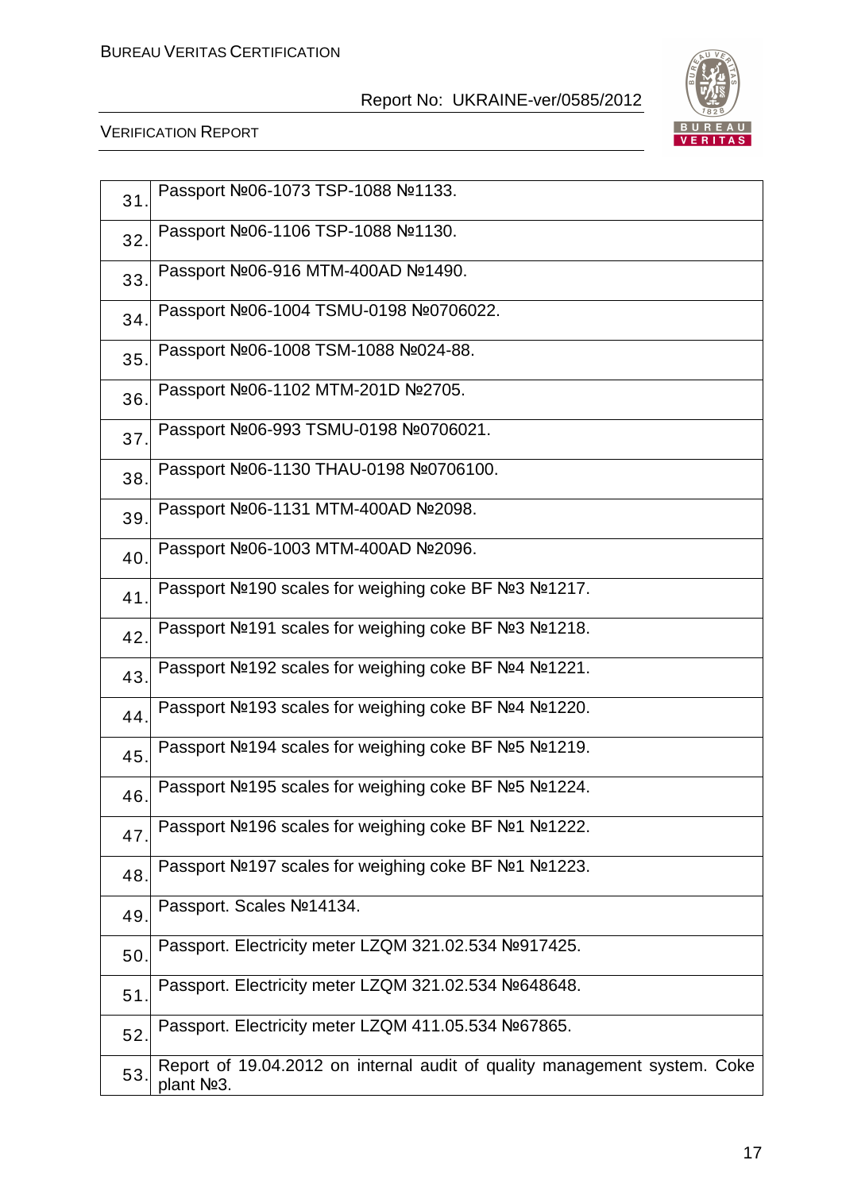| | |
|---|---|
| 31. | Passport №06-1073 TSP-1088 №1133. |
| 32. | Passport №06-1106 TSP-1088 №1130. |
| 33. | Passport №06-916 MTM-400AD №1490. |
| 34. | Passport №06-1004 TSMU-0198 №0706022. |
| 35. | Passport №06-1008 TSM-1088 №024-88. |
| 36. | Passport №06-1102 MTM-201D №2705. |
| 37. | Passport №06-993 TSMU-0198 №0706021. |
| 38. | Passport №06-1130 THAU-0198 №0706100. |
| 39. | Passport №06-1131 MTM-400AD №2098. |
| 40. | Passport №06-1003 MTM-400AD №2096. |
| 41. | Passport №190 scales for weighing coke BF №3 №1217. |
| 42. | Passport №191 scales for weighing coke BF №3 №1218. |
| 43. | Passport №192 scales for weighing coke BF №4 №1221. |
| 44. | Passport №193 scales for weighing coke BF №4 №1220. |
| 45. | Passport №194 scales for weighing coke BF №5 №1219. |
| 46. | Passport №195 scales for weighing coke BF №5 №1224. |
| 47. | Passport №196 scales for weighing coke BF №1 №1222. |
| 48. | Passport №197 scales for weighing coke BF №1 №1223. |
| 49. | Passport. Scales №14134. |
| 50. | Passport. Electricity meter LZQM 321.02.534 №917425. |
| 51. | Passport. Electricity meter LZQM 321.02.534 №648648. |
| 52. | Passport. Electricity meter LZQM 411.05.534 №67865. |
| 53. | Report of 19.04.2012 on internal audit of quality management system. Coke plant №3. |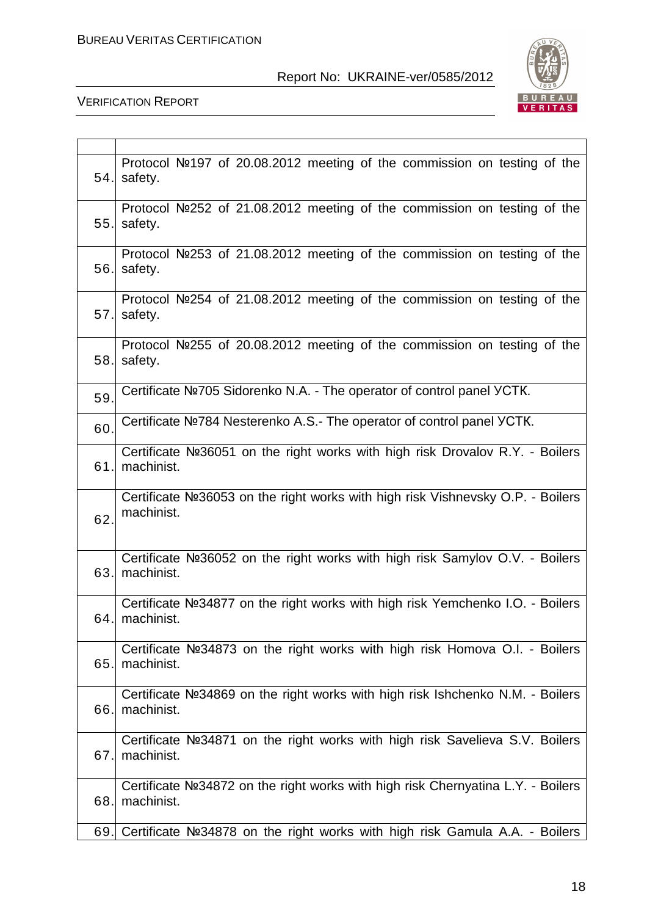| | |
|---|---|
| 54. | Protocol №197 of 20.08.2012 meeting of the commission on testing of the safety. |
| 55. | Protocol №252 of 21.08.2012 meeting of the commission on testing of the safety. |
| 56. | Protocol №253 of 21.08.2012 meeting of the commission on testing of the safety. |
| 57. | Protocol №254 of 21.08.2012 meeting of the commission on testing of the safety. |
| 58. | Protocol №255 of 20.08.2012 meeting of the commission on testing of the safety. |
| 59. | Certificate №705 Sidorenko N.A. - The operator of control panel УСТК. |
| 60. | Certificate №784 Nesterenko A.S.- The operator of control panel УСТК. |
| 61. | Certificate №36051 on the right works with high risk Drovalov R.Y. - Boilers machinist. |
| 62. | Certificate №36053 on the right works with high risk Vishnevsky O.P. - Boilers machinist. |
| 63. | Certificate №36052 on the right works with high risk Samylov O.V. - Boilers machinist. |
| 64. | Certificate №34877 on the right works with high risk Yemchenko I.O. - Boilers machinist. |
| 65. | Certificate №34873 on the right works with high risk Homova O.I. - Boilers machinist. |
| 66. | Certificate №34869 on the right works with high risk Ishchenko N.M. - Boilers machinist. |
| 67. | Certificate №34871 on the right works with high risk Savelieva S.V. Boilers machinist. |
| 68. | Certificate №34872 on the right works with high risk Chernyatina L.Y. - Boilers machinist. |
| 69. | Certificate №34878 on the right works with high risk Gamula A.A. - Boilers |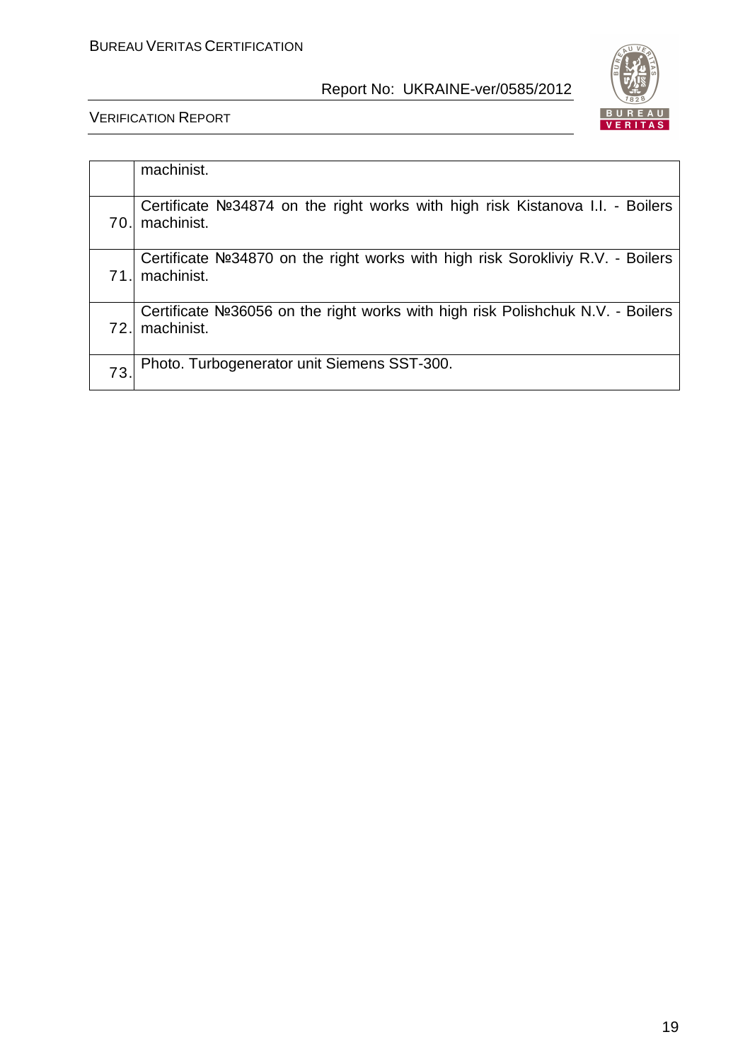|  |  |
| --- | --- |
|  | machinist. |
| 70. | Certificate №34874 on the right works with high risk Kistanova I.I. - Boilers machinist. |
| 71. | Certificate №34870 on the right works with high risk Sorokliviy R.V. - Boilers machinist. |
| 72. | Certificate №36056 on the right works with high risk Polishchuk N.V. - Boilers machinist. |
| 73. | Photo. Turbogenerator unit Siemens SST-300. |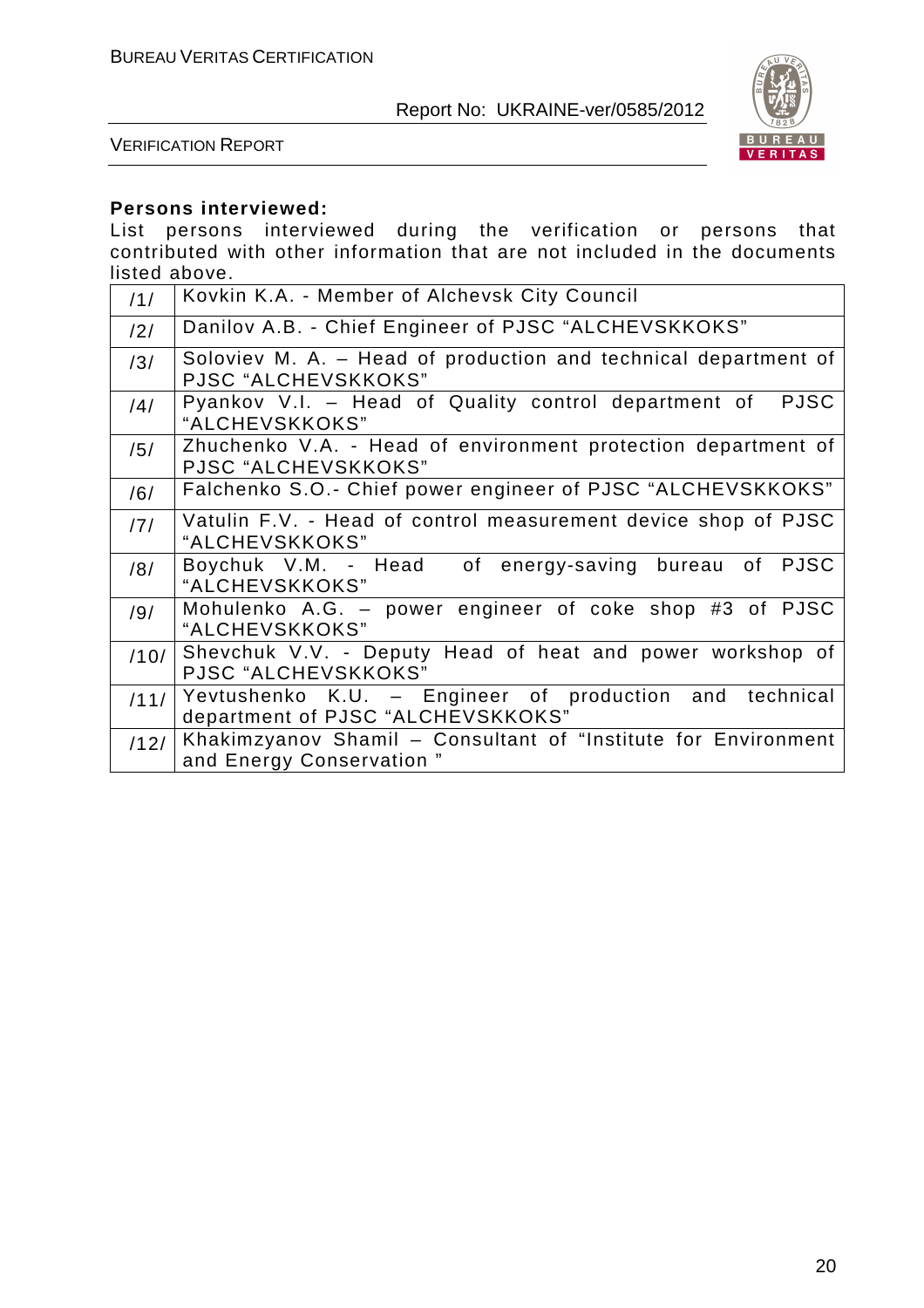**Persons interviewed:**

List persons interviewed during the verification or persons that contributed with other information that are not included in the documents listed above.

| | |
|---|---|
| /1/ | Kovkin K.A. - Member of Alchevsk City Council |
| /2/ | Danilov A.B. - Chief Engineer of PJSC “ALCHEVSKKOKS” |
| /3/ | Soloviev M. A. – Head of production and technical department of PJSC “ALCHEVSKKOKS” |
| /4/ | Pyankov V.I. – Head of Quality control department of PJSC “ALCHEVSKKOKS” |
| /5/ | Zhuchenko V.A. - Head of environment protection department of PJSC “ALCHEVSKKOKS” |
| /6/ | Falchenko S.O.- Chief power engineer of PJSC “ALCHEVSKKOKS” |
| /7/ | Vatulin F.V. - Head of control measurement device shop of PJSC “ALCHEVSKKOKS” |
| /8/ | Boychuk V.M. - Head of energy-saving bureau of PJSC “ALCHEVSKKOKS” |
| /9/ | Mohulenko A.G. – power engineer of coke shop #3 of PJSC “ALCHEVSKKOKS” |
| /10/ | Shevchuk V.V. - Deputy Head of heat and power workshop of PJSC “ALCHEVSKKOKS” |
| /11/ | Yevtushenko K.U. – Engineer of production and technical department of PJSC “ALCHEVSKKOKS” |
| /12/ | Khakimzyanov Shamil – Consultant of “Institute for Environment and Energy Conservation ” |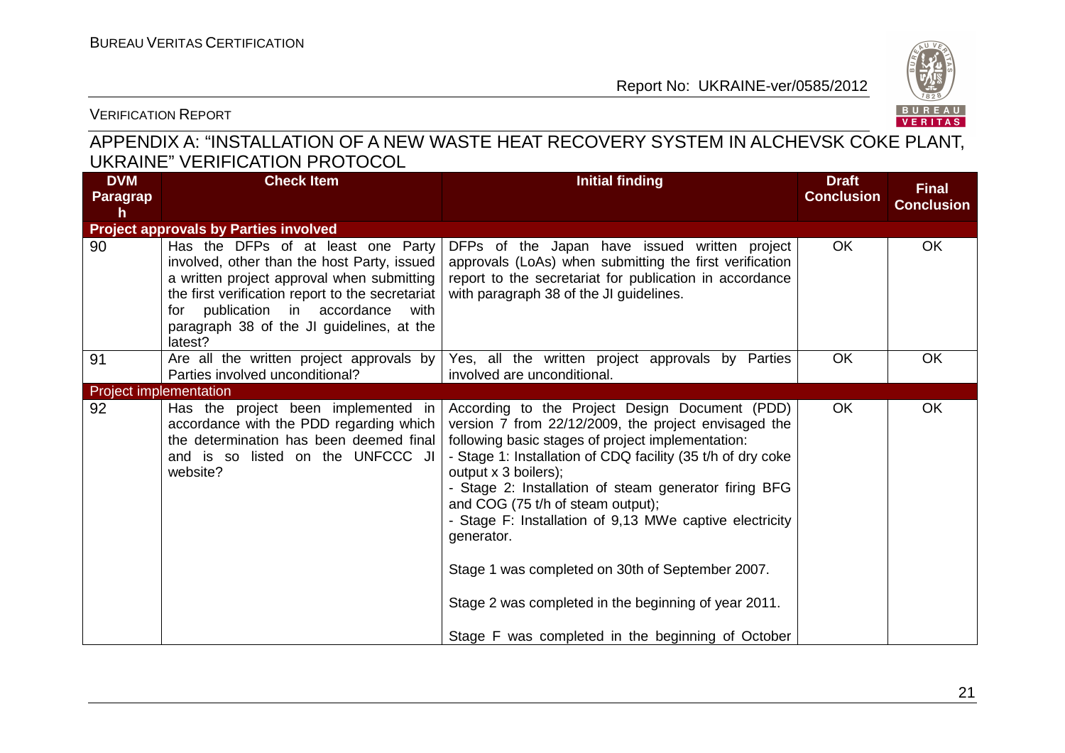VERIFICATION REPORT

## APPENDIX A: "INSTALLATION OF A NEW WASTE HEAT RECOVERY SYSTEM IN ALCHEVSK COKE PLANT, UKRAINE" VERIFICATION PROTOCOL

| DVM Paragraph | Check Item | Initial finding | Draft Conclusion | Final Conclusion |
|---|---|---|---|---|
| **Project approvals by Parties involved** | | | | |
| 90 | Has the DFPs of at least one Party involved, other than the host Party, issued a written project approval when submitting the first verification report to the secretariat for publication in accordance with paragraph 38 of the JI guidelines, at the latest? | DFPs of the Japan have issued written project approvals (LoAs) when submitting the first verification report to the secretariat for publication in accordance with paragraph 38 of the JI guidelines. | OK | OK |
| 91 | Are all the written project approvals by Parties involved unconditional? | Yes, all the written project approvals by Parties involved are unconditional. | OK | OK |
| **Project implementation** | | | | |
| 92 | Has the project been implemented in accordance with the PDD regarding which the determination has been deemed final and is so listed on the UNFCCC JI website? | According to the Project Design Document (PDD) version 7 from 22/12/2009, the project envisaged the following basic stages of project implementation:<br>- Stage 1: Installation of CDQ facility (35 t/h of dry coke output x 3 boilers);<br>- Stage 2: Installation of steam generator firing BFG and COG (75 t/h of steam output);<br>- Stage F: Installation of 9,13 MWe captive electricity generator.<br><br>Stage 1 was completed on 30th of September 2007.<br><br>Stage 2 was completed in the beginning of year 2011.<br><br>Stage F was completed in the beginning of October | OK | OK |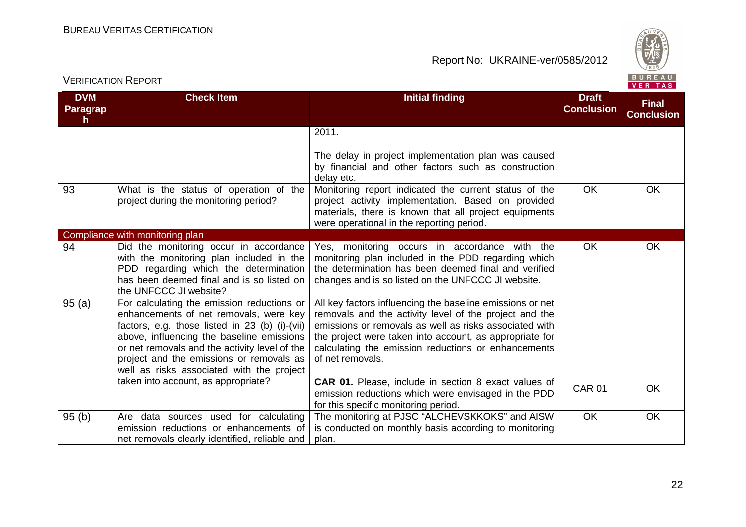| DVM Paragraph | Check Item | Initial finding | Draft Conclusion | Final Conclusion |
|---|---|---|---|---|
| | | 2011.<br><br>The delay in project implementation plan was caused by financial and other factors such as construction delay etc. | | |
| 93 | What is the status of operation of the project during the monitoring period? | Monitoring report indicated the current status of the project activity implementation. Based on provided materials, there is known that all project equipments were operational in the reporting period. | OK | OK |
| Compliance with monitoring plan | | | | |
| 94 | Did the monitoring occur in accordance with the monitoring plan included in the PDD regarding which the determination has been deemed final and is so listed on the UNFCCC JI website? | Yes, monitoring occurs in accordance with the monitoring plan included in the PDD regarding which the determination has been deemed final and verified changes and is so listed on the UNFCCC JI website. | OK | OK |
| 95 (a) | For calculating the emission reductions or enhancements of net removals, were key factors, e.g. those listed in 23 (b) (i)-(vii) above, influencing the baseline emissions or net removals and the activity level of the project and the emissions or removals as well as risks associated with the project taken into account, as appropriate? | All key factors influencing the baseline emissions or net removals and the activity level of the project and the emissions or removals as well as risks associated with the project were taken into account, as appropriate for calculating the emission reductions or enhancements of net removals.<br><br>**CAR 01.** Please, include in section 8 exact values of emission reductions which were envisaged in the PDD for this specific monitoring period. | CAR 01 | OK |
| 95 (b) | Are data sources used for calculating emission reductions or enhancements of net removals clearly identified, reliable and | The monitoring at PJSC "ALCHEVSKKOKS" and AISW is conducted on monthly basis according to monitoring plan. | OK | OK |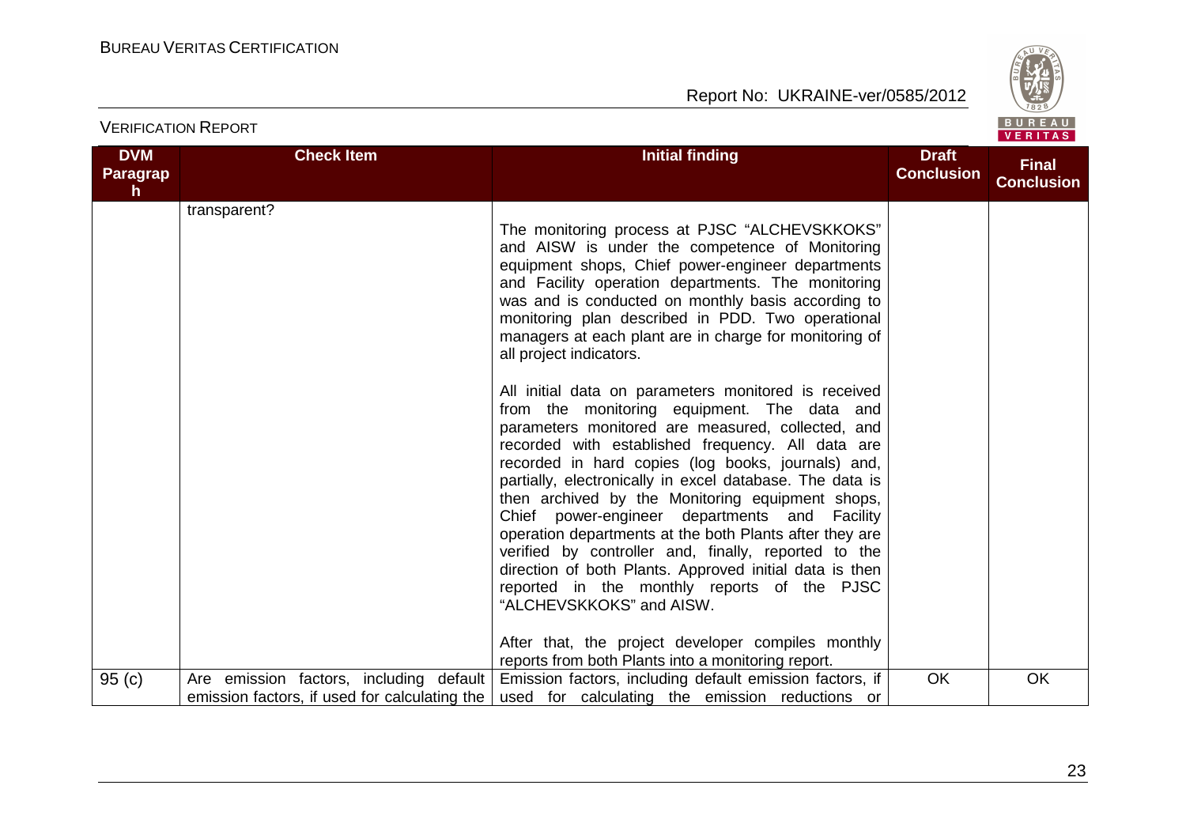| DVM Paragraph | Check Item | Initial finding | Draft Conclusion | Final Conclusion |
|---|---|---|---|---|
| | transparent? | The monitoring process at PJSC "ALCHEVSKKOKS" and AISW is under the competence of Monitoring equipment shops, Chief power-engineer departments and Facility operation departments. The monitoring was and is conducted on monthly basis according to monitoring plan described in PDD. Two operational managers at each plant are in charge for monitoring of all project indicators.<br><br>All initial data on parameters monitored is received from the monitoring equipment. The data and parameters monitored are measured, collected, and recorded with established frequency. All data are recorded in hard copies (log books, journals) and, partially, electronically in excel database. The data is then archived by the Monitoring equipment shops, Chief power-engineer departments and Facility operation departments at the both Plants after they are verified by controller and, finally, reported to the direction of both Plants. Approved initial data is then reported in the monthly reports of the PJSC "ALCHEVSKKOKS" and AISW.<br><br>After that, the project developer compiles monthly reports from both Plants into a monitoring report. | | |
| 95 (c) | Are emission factors, including default emission factors, if used for calculating the | Emission factors, including default emission factors, if used for calculating the emission reductions or | OK | OK |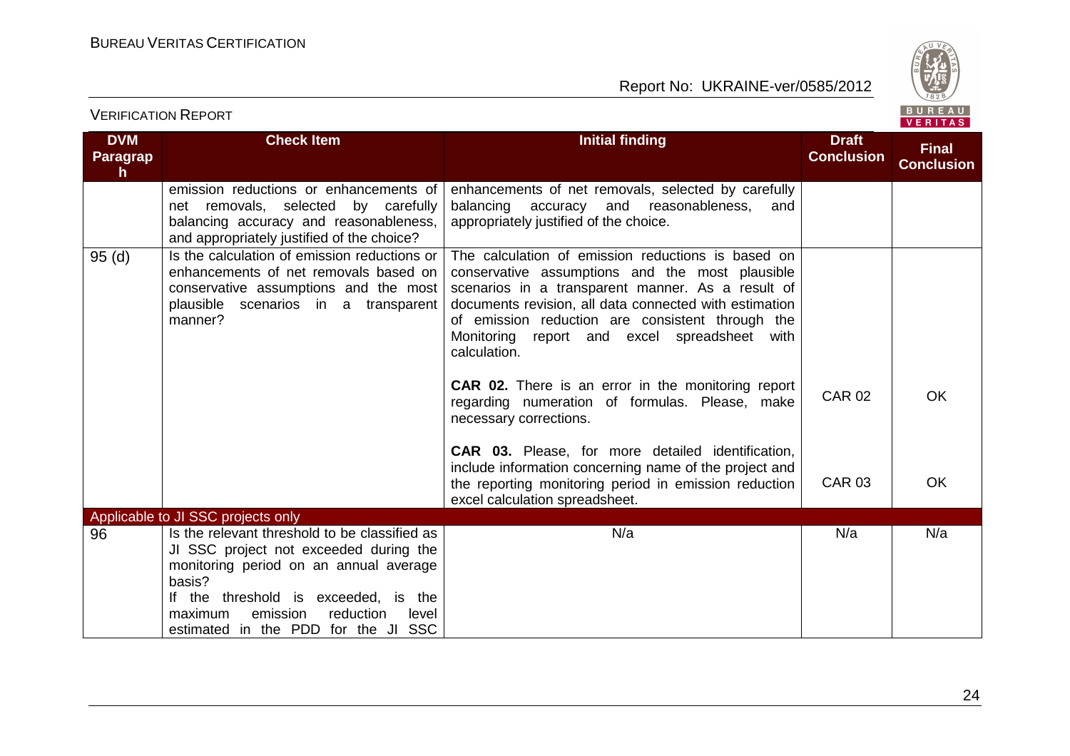| DVM Paragraph | Check Item | Initial finding | Draft Conclusion | Final Conclusion |
|---|---|---|---|---|
| | emission reductions or enhancements of net removals, selected by carefully balancing accuracy and reasonableness, and appropriately justified of the choice? | enhancements of net removals, selected by carefully balancing accuracy and reasonableness, and appropriately justified of the choice. | | |
| 95 (d) | Is the calculation of emission reductions or enhancements of net removals based on conservative assumptions and the most plausible scenarios in a transparent manner? | The calculation of emission reductions is based on conservative assumptions and the most plausible scenarios in a transparent manner. As a result of documents revision, all data connected with estimation of emission reduction are consistent through the Monitoring report and excel spreadsheet with calculation.<br><br>**CAR 02.** There is an error in the monitoring report regarding numeration of formulas. Please, make necessary corrections.<br><br>**CAR 03.** Please, for more detailed identification, include information concerning name of the project and the reporting monitoring period in emission reduction excel calculation spreadsheet. | <br><br><br><br>CAR 02<br><br>CAR 03 | <br><br><br><br>OK<br><br>OK |
| Applicable to JI SSC projects only | | | | |
| 96 | Is the relevant threshold to be classified as JI SSC project not exceeded during the monitoring period on an annual average basis?<br>If the threshold is exceeded, is the maximum emission reduction level estimated in the PDD for the JI SSC | N/a | N/a | N/a |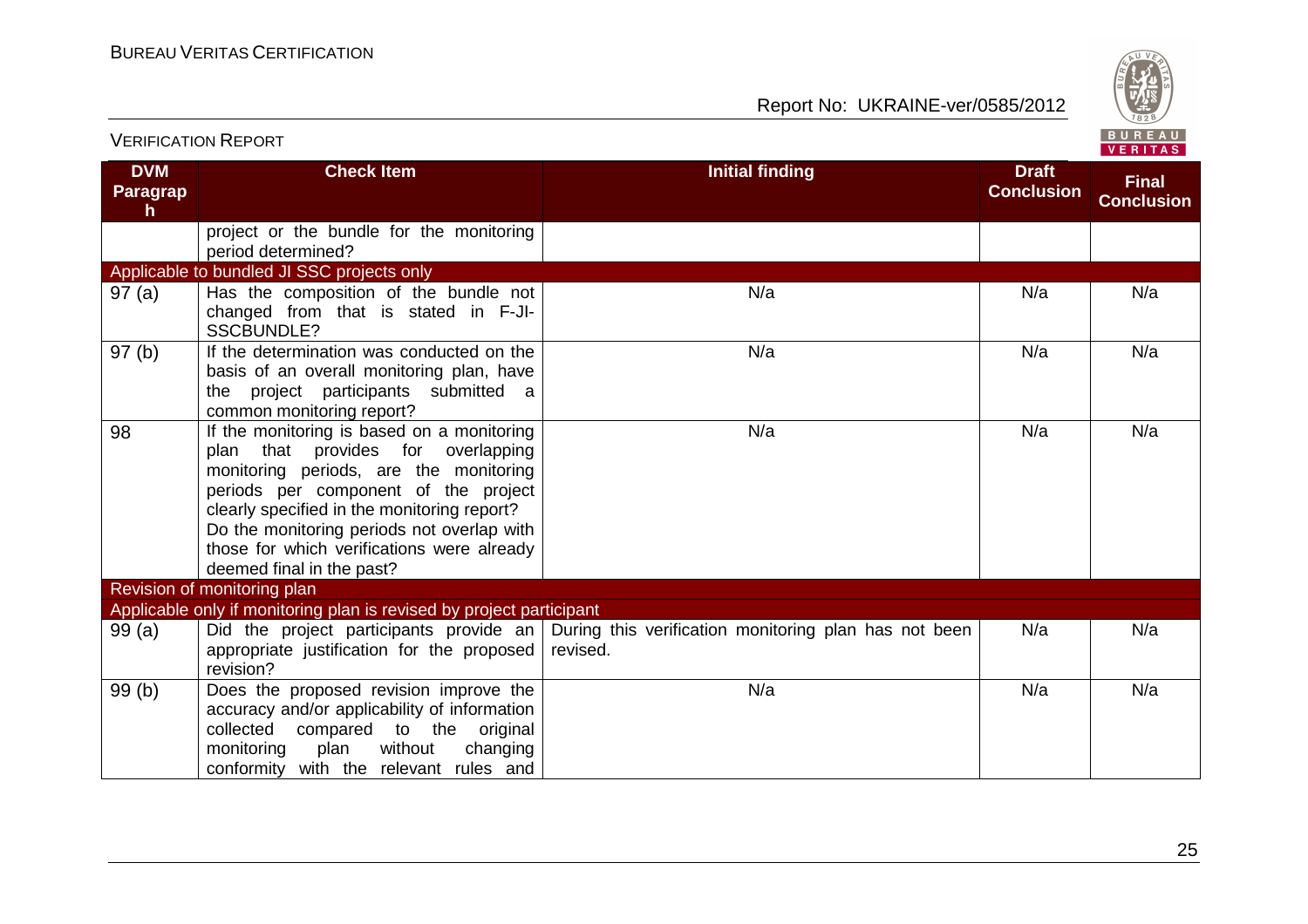| DVM Paragraph | Check Item | Initial finding | Draft Conclusion | Final Conclusion |
|---|---|---|---|---|
| | project or the bundle for the monitoring period determined? | | | |
| Applicable to bundled JI SSC projects only | | | | |
| 97 (a) | Has the composition of the bundle not changed from that is stated in F-JI-SSCBUNDLE? | N/a | N/a | N/a |
| 97 (b) | If the determination was conducted on the basis of an overall monitoring plan, have the project participants submitted a common monitoring report? | N/a | N/a | N/a |
| 98 | If the monitoring is based on a monitoring plan that provides for overlapping monitoring periods, are the monitoring periods per component of the project clearly specified in the monitoring report? Do the monitoring periods not overlap with those for which verifications were already deemed final in the past? | N/a | N/a | N/a |
| Revision of monitoring plan | | | | |
| Applicable only if monitoring plan is revised by project participant | | | | |
| 99 (a) | Did the project participants provide an appropriate justification for the proposed revision? | During this verification monitoring plan has not been revised. | N/a | N/a |
| 99 (b) | Does the proposed revision improve the accuracy and/or applicability of information collected compared to the original monitoring plan without changing conformity with the relevant rules and | N/a | N/a | N/a |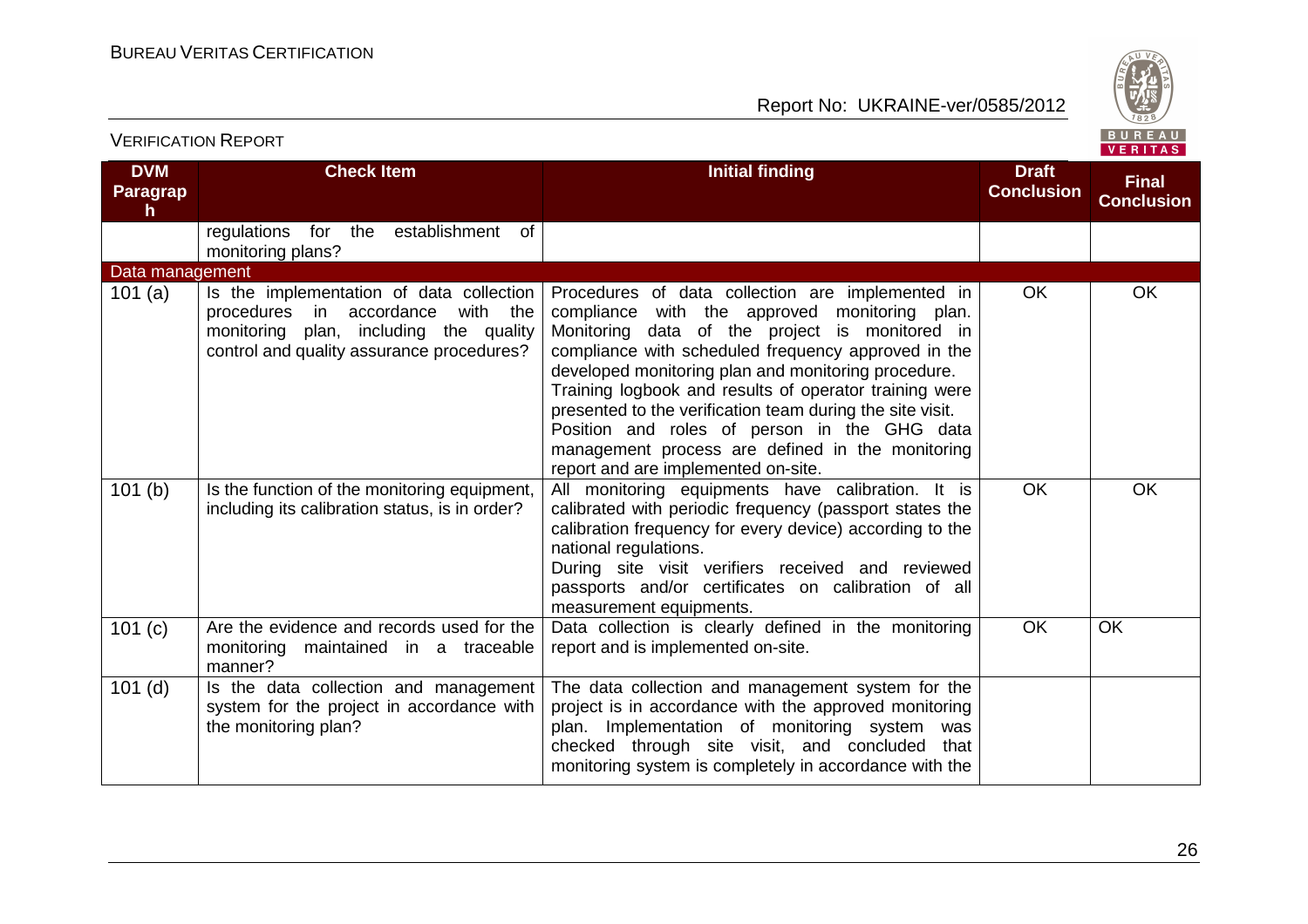| DVM Paragraph | Check Item | Initial finding | Draft Conclusion | Final Conclusion |
|---|---|---|---|---|
| | regulations for the establishment of monitoring plans? | | | |
| Data management | | | | |
| 101 (a) | Is the implementation of data collection procedures in accordance with the monitoring plan, including the quality control and quality assurance procedures? | Procedures of data collection are implemented in compliance with the approved monitoring plan. Monitoring data of the project is monitored in compliance with scheduled frequency approved in the developed monitoring plan and monitoring procedure. Training logbook and results of operator training were presented to the verification team during the site visit. Position and roles of person in the GHG data management process are defined in the monitoring report and are implemented on-site. | OK | OK |
| 101 (b) | Is the function of the monitoring equipment, including its calibration status, is in order? | All monitoring equipments have calibration. It is calibrated with periodic frequency (passport states the calibration frequency for every device) according to the national regulations. During site visit verifiers received and reviewed passports and/or certificates on calibration of all measurement equipments. | OK | OK |
| 101 (c) | Are the evidence and records used for the monitoring maintained in a traceable manner? | Data collection is clearly defined in the monitoring report and is implemented on-site. | OK | OK |
| 101 (d) | Is the data collection and management system for the project in accordance with the monitoring plan? | The data collection and management system for the project is in accordance with the approved monitoring plan. Implementation of monitoring system was checked through site visit, and concluded that monitoring system is completely in accordance with the | | |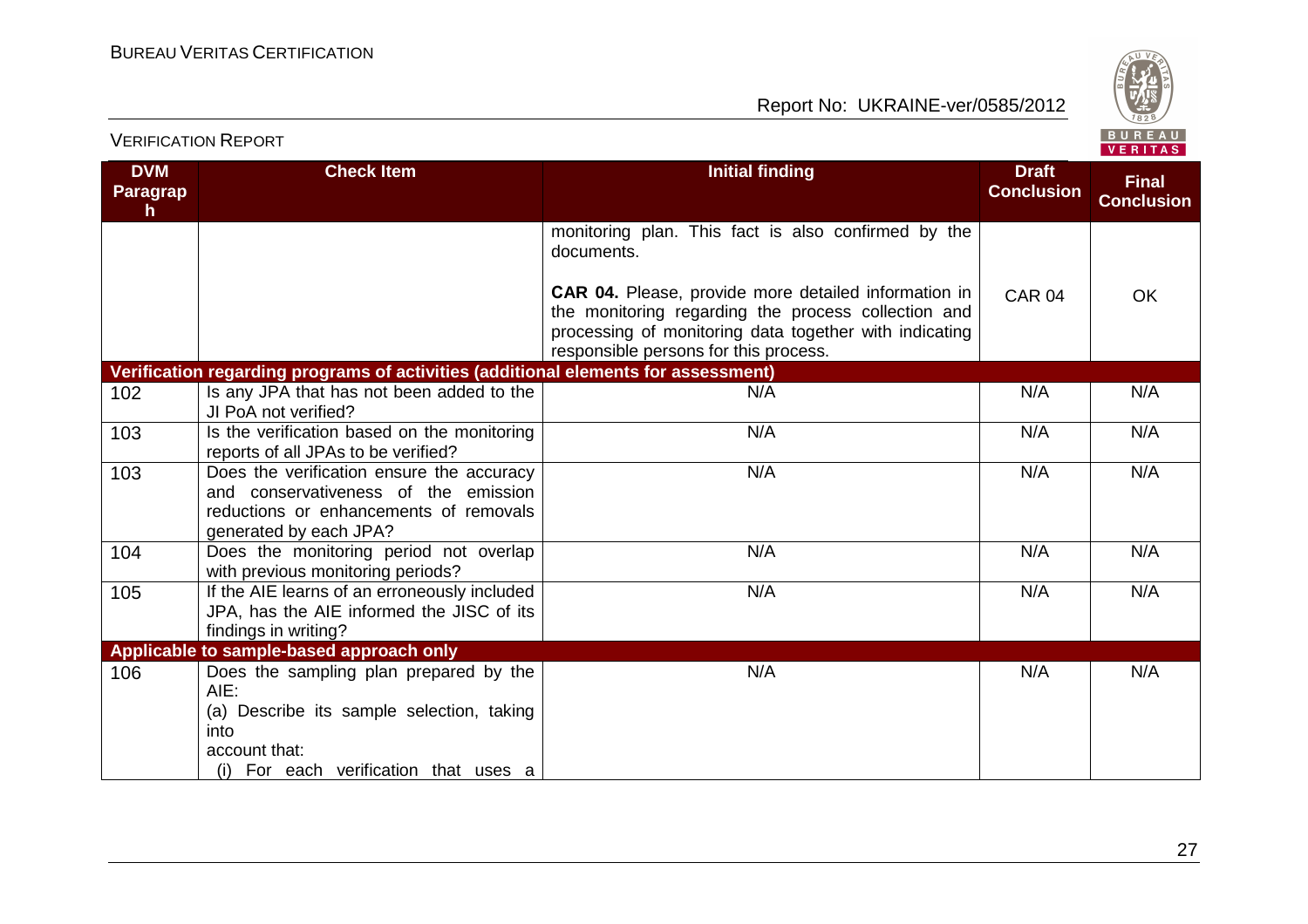| DVM Paragraph | Check Item | Initial finding | Draft Conclusion | Final Conclusion |
|---|---|---|---|---|
| | | monitoring plan. This fact is also confirmed by the documents.<br><br>**CAR 04.** Please, provide more detailed information in the monitoring regarding the process collection and processing of monitoring data together with indicating responsible persons for this process. | CAR 04 | OK |
| **Verification regarding programs of activities (additional elements for assessment)** | | | | |
| 102 | Is any JPA that has not been added to the JI PoA not verified? | N/A | N/A | N/A |
| 103 | Is the verification based on the monitoring reports of all JPAs to be verified? | N/A | N/A | N/A |
| 103 | Does the verification ensure the accuracy and conservativeness of the emission reductions or enhancements of removals generated by each JPA? | N/A | N/A | N/A |
| 104 | Does the monitoring period not overlap with previous monitoring periods? | N/A | N/A | N/A |
| 105 | If the AIE learns of an erroneously included JPA, has the AIE informed the JISC of its findings in writing? | N/A | N/A | N/A |
| **Applicable to sample-based approach only** | | | | |
| 106 | Does the sampling plan prepared by the AIE:<br>(a) Describe its sample selection, taking into account that:<br>(i) For each verification that uses a | N/A | N/A | N/A |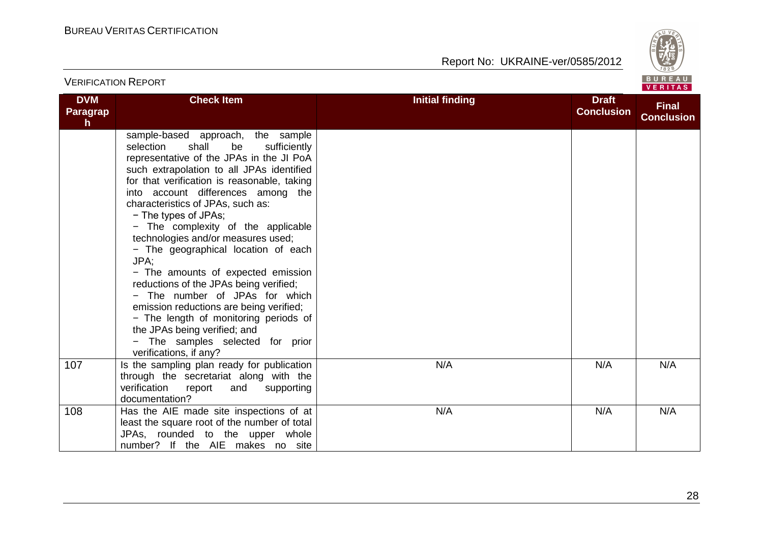VERIFICATION REPORT

| DVM Paragraph | Check Item | Initial finding | Draft Conclusion | Final Conclusion |
|---|---|---|---|---|
| | sample-based approach, the sample selection shall be sufficiently representative of the JPAs in the JI PoA such extrapolation to all JPAs identified for that verification is reasonable, taking into account differences among the characteristics of JPAs, such as:<br>− The types of JPAs;<br>− The complexity of the applicable technologies and/or measures used;<br>− The geographical location of each JPA;<br>− The amounts of expected emission reductions of the JPAs being verified;<br>− The number of JPAs for which emission reductions are being verified;<br>− The length of monitoring periods of the JPAs being verified; and<br>− The samples selected for prior verifications, if any? | | | |
| 107 | Is the sampling plan ready for publication through the secretariat along with the verification report and supporting documentation? | N/A | N/A | N/A |
| 108 | Has the AIE made site inspections of at least the square root of the number of total JPAs, rounded to the upper whole number? If the AIE makes no site | N/A | N/A | N/A |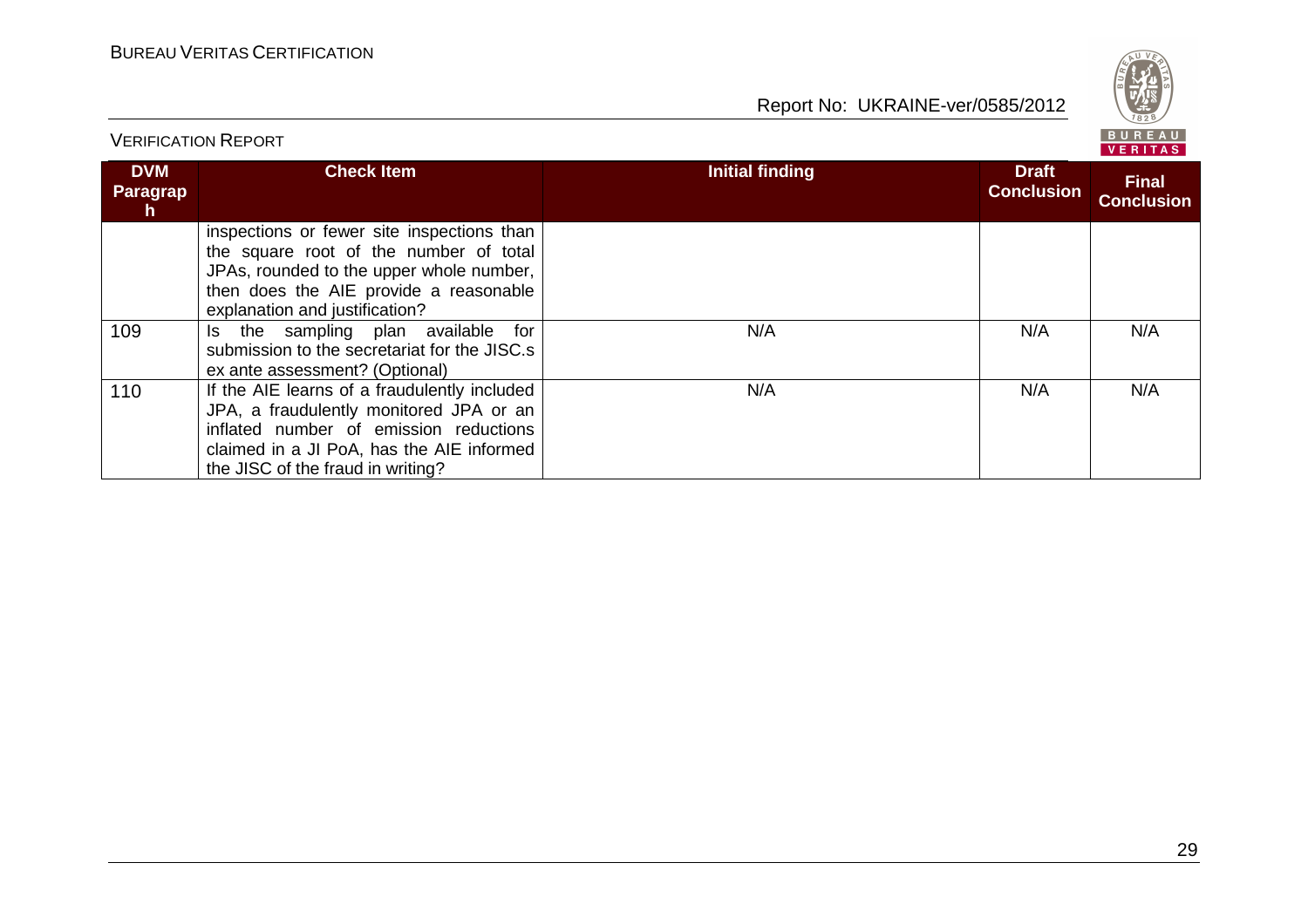| DVM Paragraph | Check Item | Initial finding | Draft Conclusion | Final Conclusion |
|---|---|---|---|---|
| | inspections or fewer site inspections than the square root of the number of total JPAs, rounded to the upper whole number, then does the AIE provide a reasonable explanation and justification? | | | |
| 109 | Is the sampling plan available for submission to the secretariat for the JISC.s ex ante assessment? (Optional) | N/A | N/A | N/A |
| 110 | If the AIE learns of a fraudulently included JPA, a fraudulently monitored JPA or an inflated number of emission reductions claimed in a JI PoA, has the AIE informed the JISC of the fraud in writing? | N/A | N/A | N/A |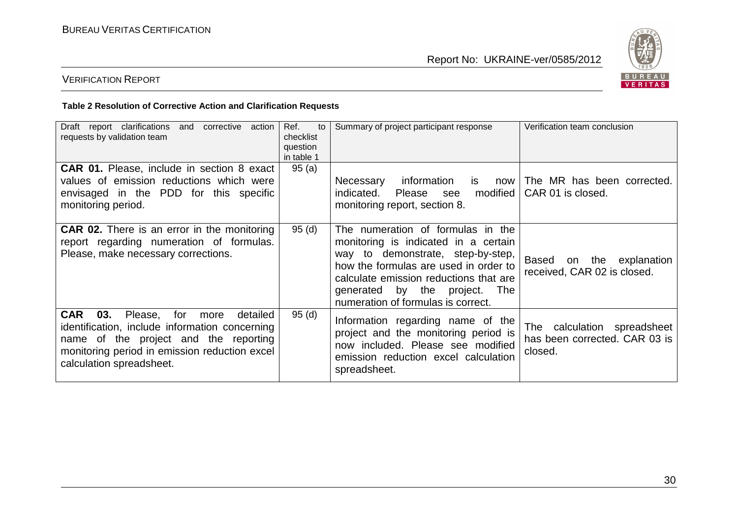**Table 2 Resolution of Corrective Action and Clarification Requests**

| Draft report clarifications and corrective action requests by validation team | Ref. to checklist question in table 1 | Summary of project participant response | Verification team conclusion |
|---|---|---|---|
| **CAR 01.** Please, include in section 8 exact values of emission reductions which were envisaged in the PDD for this specific monitoring period. | 95 (a) | Necessary information is now indicated. Please see modified monitoring report, section 8. | The MR has been corrected. CAR 01 is closed. |
| **CAR 02.** There is an error in the monitoring report regarding numeration of formulas. Please, make necessary corrections. | 95 (d) | The numeration of formulas in the monitoring is indicated in a certain way to demonstrate, step-by-step, how the formulas are used in order to calculate emission reductions that are generated by the project. The numeration of formulas is correct. | Based on the explanation received, CAR 02 is closed. |
| **CAR 03.** Please, for more detailed identification, include information concerning name of the project and the reporting monitoring period in emission reduction excel calculation spreadsheet. | 95 (d) | Information regarding name of the project and the monitoring period is now included. Please see modified emission reduction excel calculation spreadsheet. | The calculation spreadsheet has been corrected. CAR 03 is closed. |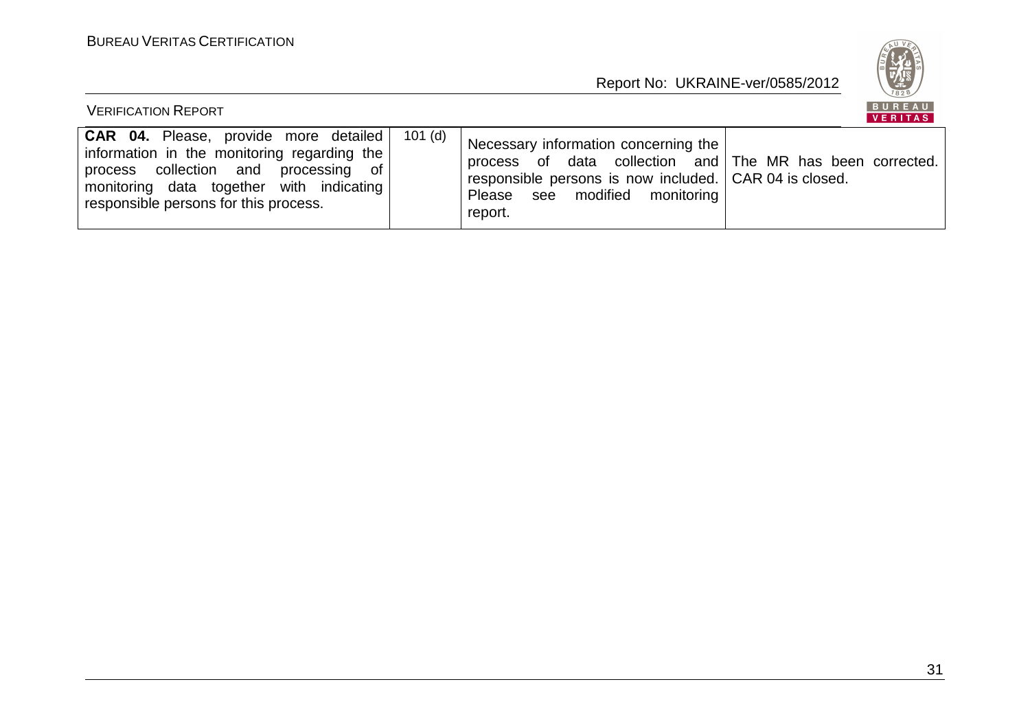| | | | |
|---|---|---|---|
| **CAR 04.** Please, provide more detailed information in the monitoring regarding the process collection and processing of monitoring data together with indicating responsible persons for this process. | 101 (d) | Necessary information concerning the process of data collection and responsible persons is now included. Please see modified monitoring report. | The MR has been corrected. CAR 04 is closed. |